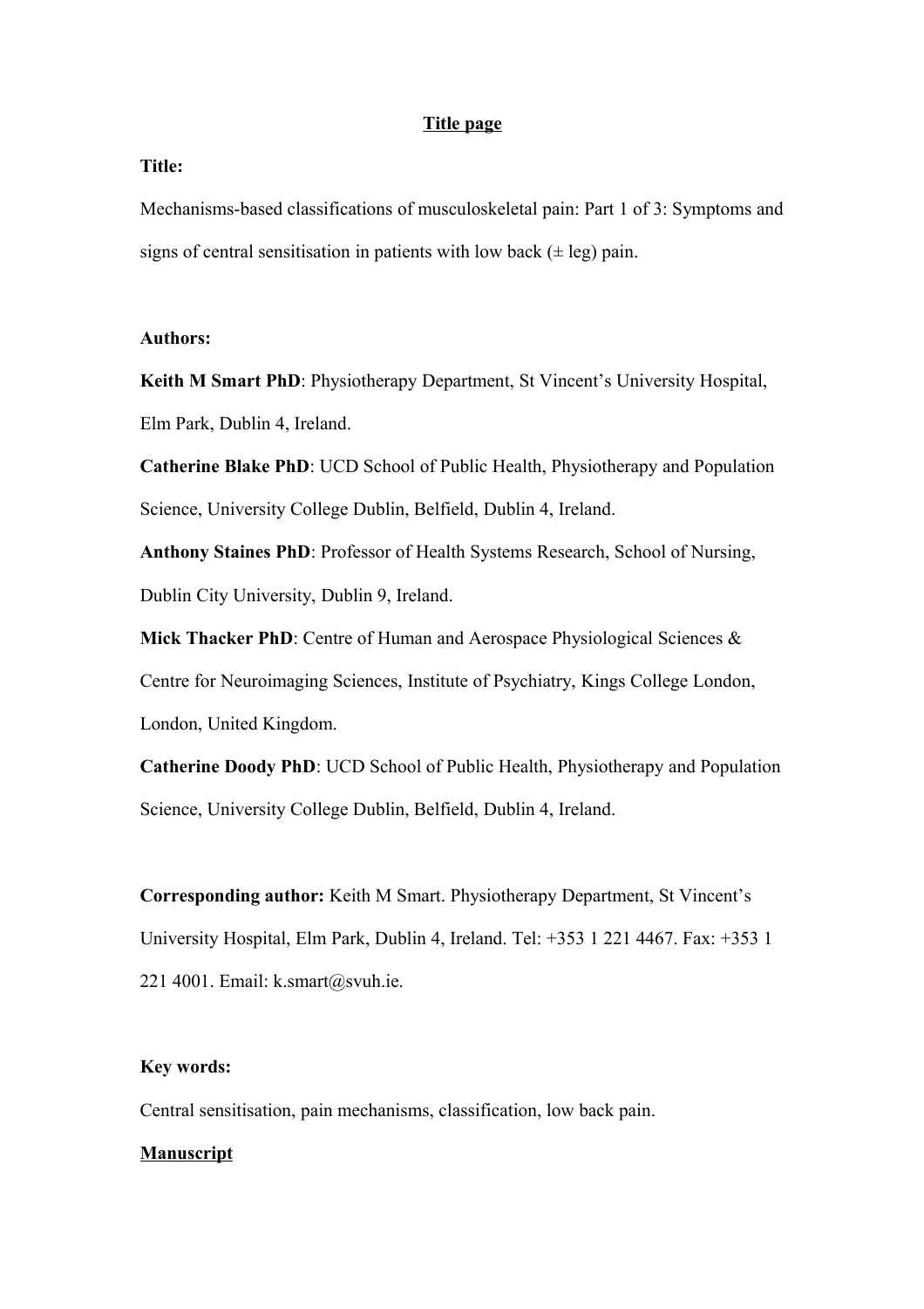## Title page

**Title:**

Mechanisms-based classifications of musculoskeletal pain: Part 1 of 3: Symptoms and signs of central sensitisation in patients with low back (± leg) pain.

**Authors:**

**Keith M Smart PhD**: Physiotherapy Department, St Vincent's University Hospital, Elm Park, Dublin 4, Ireland.

**Catherine Blake PhD**: UCD School of Public Health, Physiotherapy and Population Science, University College Dublin, Belfield, Dublin 4, Ireland.

**Anthony Staines PhD**: Professor of Health Systems Research, School of Nursing, Dublin City University, Dublin 9, Ireland.

**Mick Thacker PhD**: Centre of Human and Aerospace Physiological Sciences & Centre for Neuroimaging Sciences, Institute of Psychiatry, Kings College London, London, United Kingdom.

**Catherine Doody PhD**: UCD School of Public Health, Physiotherapy and Population Science, University College Dublin, Belfield, Dublin 4, Ireland.

**Corresponding author:** Keith M Smart. Physiotherapy Department, St Vincent's University Hospital, Elm Park, Dublin 4, Ireland. Tel: +353 1 221 4467. Fax: +353 1 221 4001. Email: k.smart@svuh.ie.

**Key words:**

Central sensitisation, pain mechanisms, classification, low back pain.

## Manuscript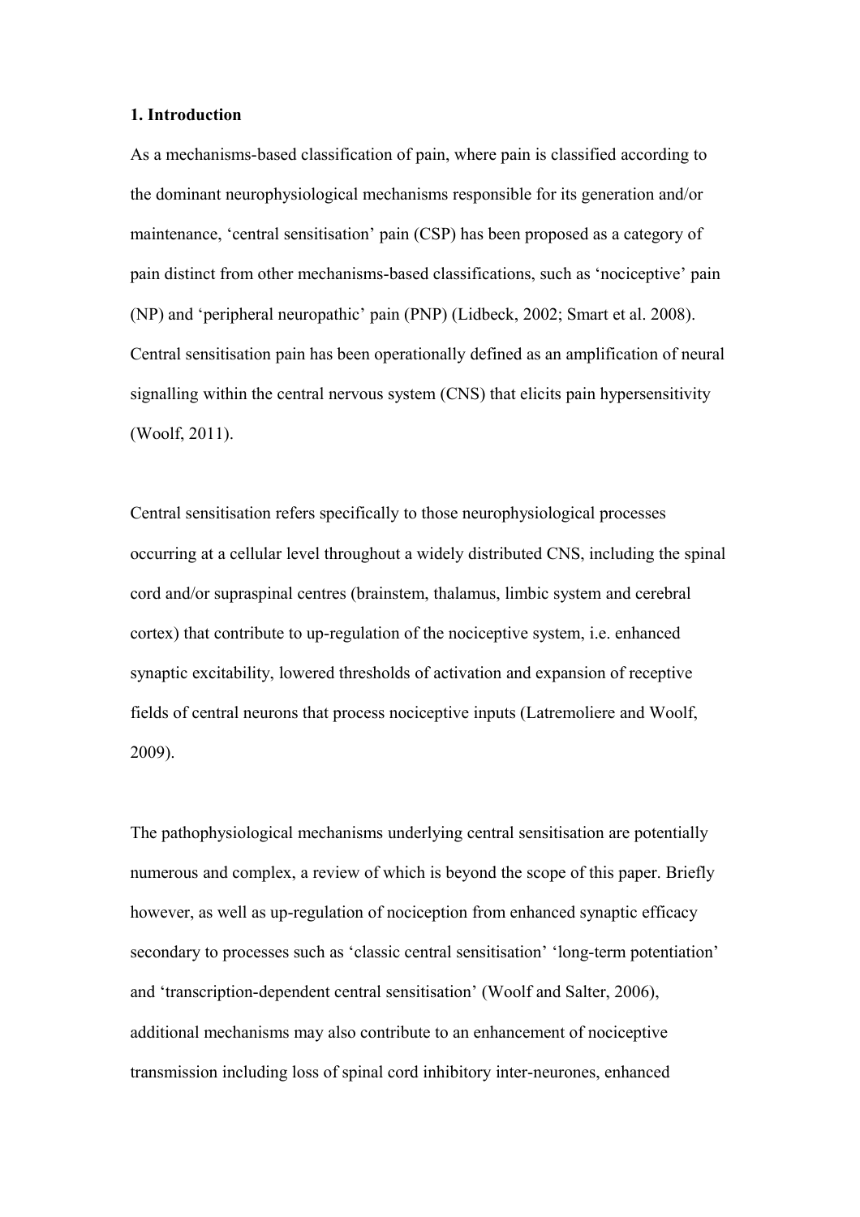**1. Introduction**

As a mechanisms-based classification of pain, where pain is classified according to the dominant neurophysiological mechanisms responsible for its generation and/or maintenance, 'central sensitisation' pain (CSP) has been proposed as a category of pain distinct from other mechanisms-based classifications, such as 'nociceptive' pain (NP) and 'peripheral neuropathic' pain (PNP) (Lidbeck, 2002; Smart et al. 2008). Central sensitisation pain has been operationally defined as an amplification of neural signalling within the central nervous system (CNS) that elicits pain hypersensitivity (Woolf, 2011).

Central sensitisation refers specifically to those neurophysiological processes occurring at a cellular level throughout a widely distributed CNS, including the spinal cord and/or supraspinal centres (brainstem, thalamus, limbic system and cerebral cortex) that contribute to up-regulation of the nociceptive system, i.e. enhanced synaptic excitability, lowered thresholds of activation and expansion of receptive fields of central neurons that process nociceptive inputs (Latremoliere and Woolf, 2009).

The pathophysiological mechanisms underlying central sensitisation are potentially numerous and complex, a review of which is beyond the scope of this paper. Briefly however, as well as up-regulation of nociception from enhanced synaptic efficacy secondary to processes such as 'classic central sensitisation' 'long-term potentiation' and 'transcription-dependent central sensitisation' (Woolf and Salter, 2006), additional mechanisms may also contribute to an enhancement of nociceptive transmission including loss of spinal cord inhibitory inter-neurones, enhanced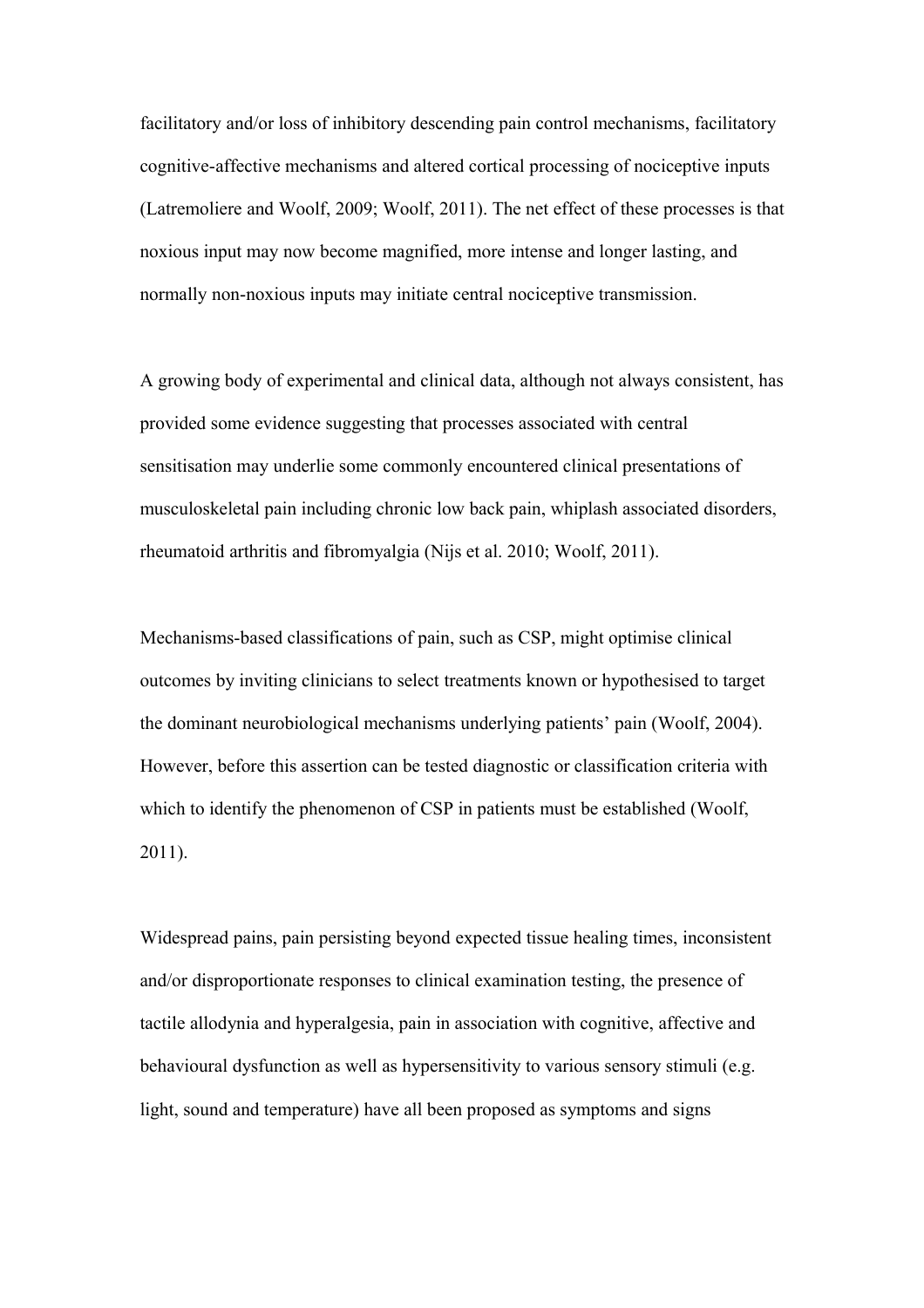facilitatory and/or loss of inhibitory descending pain control mechanisms, facilitatory cognitive-affective mechanisms and altered cortical processing of nociceptive inputs (Latremoliere and Woolf, 2009; Woolf, 2011). The net effect of these processes is that noxious input may now become magnified, more intense and longer lasting, and normally non-noxious inputs may initiate central nociceptive transmission.

A growing body of experimental and clinical data, although not always consistent, has provided some evidence suggesting that processes associated with central sensitisation may underlie some commonly encountered clinical presentations of musculoskeletal pain including chronic low back pain, whiplash associated disorders, rheumatoid arthritis and fibromyalgia (Nijs et al. 2010; Woolf, 2011).

Mechanisms-based classifications of pain, such as CSP, might optimise clinical outcomes by inviting clinicians to select treatments known or hypothesised to target the dominant neurobiological mechanisms underlying patients' pain (Woolf, 2004). However, before this assertion can be tested diagnostic or classification criteria with which to identify the phenomenon of CSP in patients must be established (Woolf, 2011).

Widespread pains, pain persisting beyond expected tissue healing times, inconsistent and/or disproportionate responses to clinical examination testing, the presence of tactile allodynia and hyperalgesia, pain in association with cognitive, affective and behavioural dysfunction as well as hypersensitivity to various sensory stimuli (e.g. light, sound and temperature) have all been proposed as symptoms and signs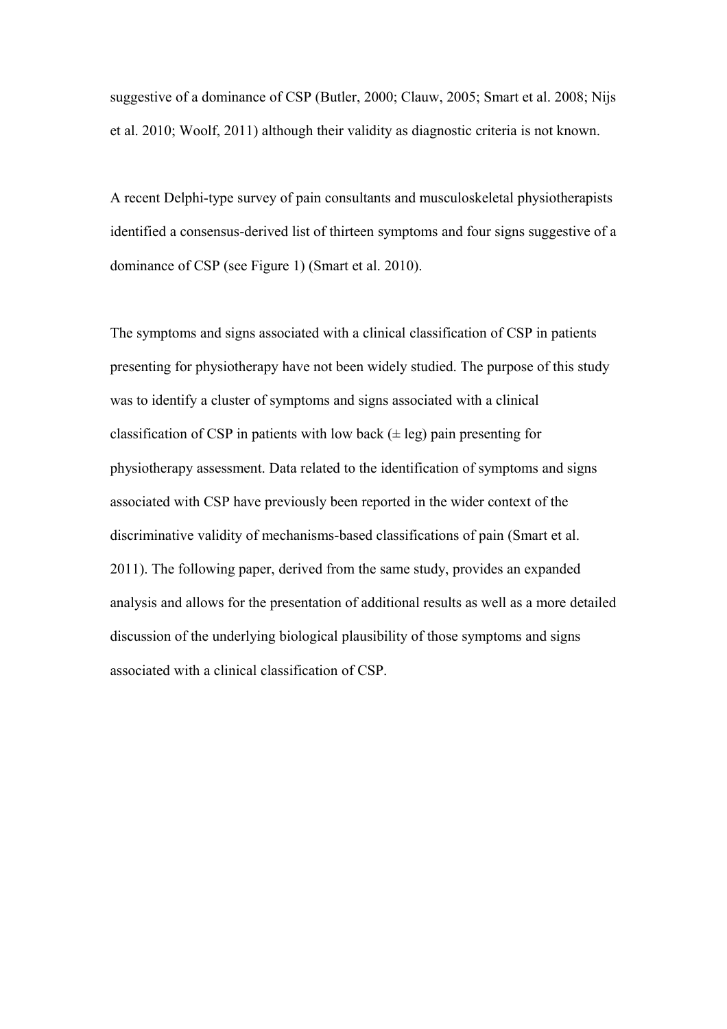suggestive of a dominance of CSP (Butler, 2000; Clauw, 2005; Smart et al. 2008; Nijs et al. 2010; Woolf, 2011) although their validity as diagnostic criteria is not known.

A recent Delphi-type survey of pain consultants and musculoskeletal physiotherapists identified a consensus-derived list of thirteen symptoms and four signs suggestive of a dominance of CSP (see Figure 1) (Smart et al. 2010).

The symptoms and signs associated with a clinical classification of CSP in patients presenting for physiotherapy have not been widely studied. The purpose of this study was to identify a cluster of symptoms and signs associated with a clinical classification of CSP in patients with low back (± leg) pain presenting for physiotherapy assessment. Data related to the identification of symptoms and signs associated with CSP have previously been reported in the wider context of the discriminative validity of mechanisms-based classifications of pain (Smart et al. 2011). The following paper, derived from the same study, provides an expanded analysis and allows for the presentation of additional results as well as a more detailed discussion of the underlying biological plausibility of those symptoms and signs associated with a clinical classification of CSP.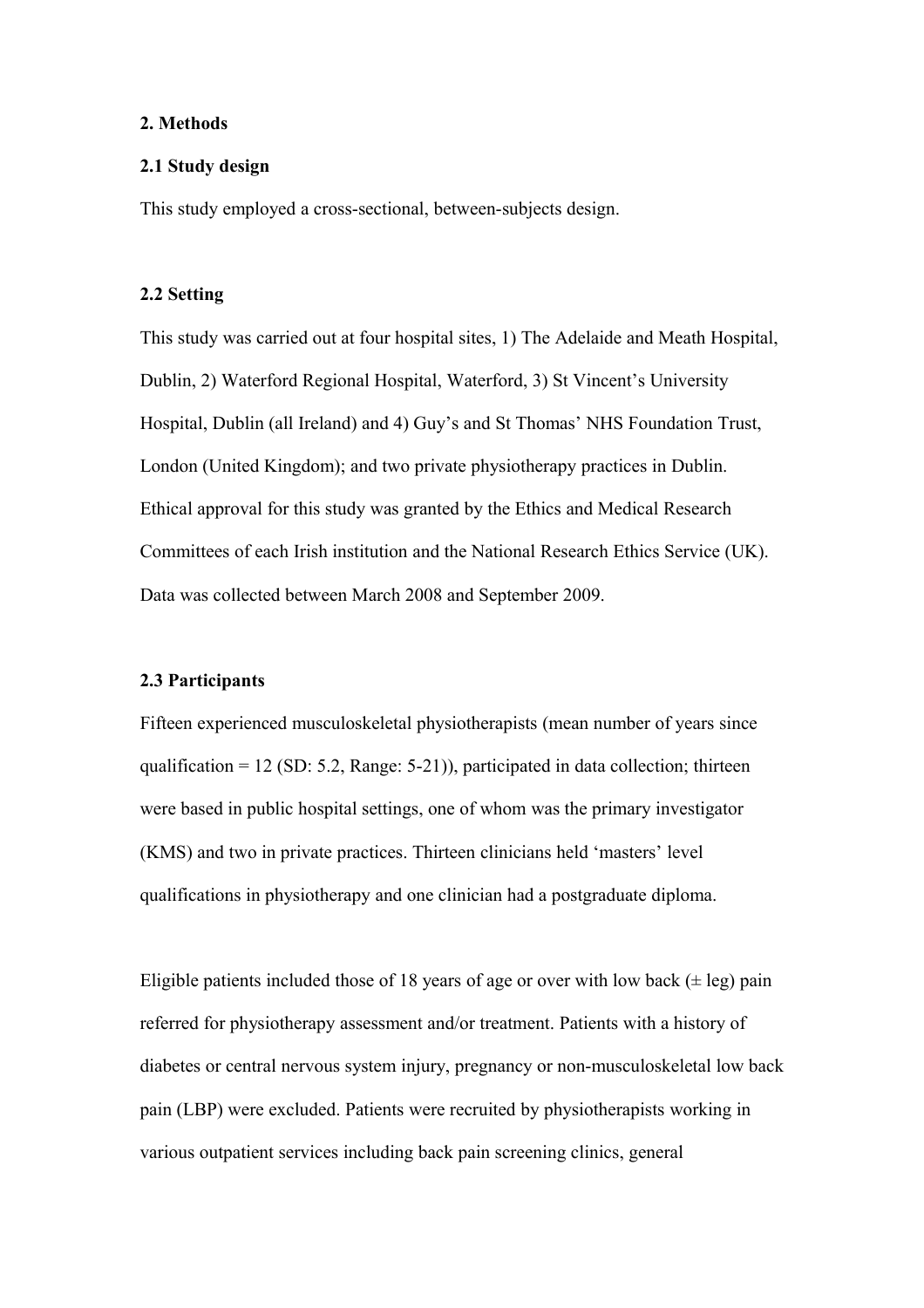## 2. Methods

### 2.1 Study design

This study employed a cross-sectional, between-subjects design.

### 2.2 Setting

This study was carried out at four hospital sites, 1) The Adelaide and Meath Hospital, Dublin, 2) Waterford Regional Hospital, Waterford, 3) St Vincent's University Hospital, Dublin (all Ireland) and 4) Guy's and St Thomas' NHS Foundation Trust, London (United Kingdom); and two private physiotherapy practices in Dublin. Ethical approval for this study was granted by the Ethics and Medical Research Committees of each Irish institution and the National Research Ethics Service (UK). Data was collected between March 2008 and September 2009.

### 2.3 Participants

Fifteen experienced musculoskeletal physiotherapists (mean number of years since qualification = 12 (SD: 5.2, Range: 5-21)), participated in data collection; thirteen were based in public hospital settings, one of whom was the primary investigator (KMS) and two in private practices. Thirteen clinicians held 'masters' level qualifications in physiotherapy and one clinician had a postgraduate diploma.

Eligible patients included those of 18 years of age or over with low back (± leg) pain referred for physiotherapy assessment and/or treatment. Patients with a history of diabetes or central nervous system injury, pregnancy or non-musculoskeletal low back pain (LBP) were excluded. Patients were recruited by physiotherapists working in various outpatient services including back pain screening clinics, general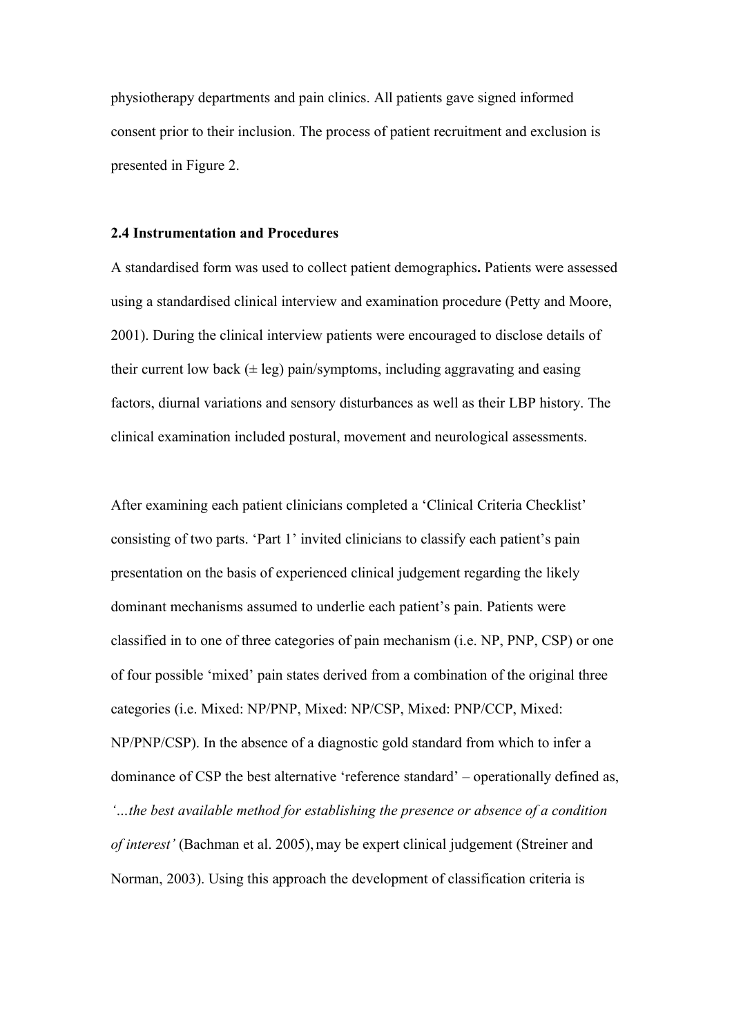physiotherapy departments and pain clinics. All patients gave signed informed consent prior to their inclusion. The process of patient recruitment and exclusion is presented in Figure 2.

### 2.4 Instrumentation and Procedures

A standardised form was used to collect patient demographics**.** Patients were assessed using a standardised clinical interview and examination procedure (Petty and Moore, 2001). During the clinical interview patients were encouraged to disclose details of their current low back (± leg) pain/symptoms, including aggravating and easing factors, diurnal variations and sensory disturbances as well as their LBP history. The clinical examination included postural, movement and neurological assessments.

After examining each patient clinicians completed a 'Clinical Criteria Checklist' consisting of two parts. 'Part 1' invited clinicians to classify each patient's pain presentation on the basis of experienced clinical judgement regarding the likely dominant mechanisms assumed to underlie each patient's pain. Patients were classified in to one of three categories of pain mechanism (i.e. NP, PNP, CSP) or one of four possible 'mixed' pain states derived from a combination of the original three categories (i.e. Mixed: NP/PNP, Mixed: NP/CSP, Mixed: PNP/CCP, Mixed: NP/PNP/CSP). In the absence of a diagnostic gold standard from which to infer a dominance of CSP the best alternative 'reference standard' – operationally defined as, *'…the best available method for establishing the presence or absence of a condition of interest'* (Bachman et al. 2005), may be expert clinical judgement (Streiner and Norman, 2003). Using this approach the development of classification criteria is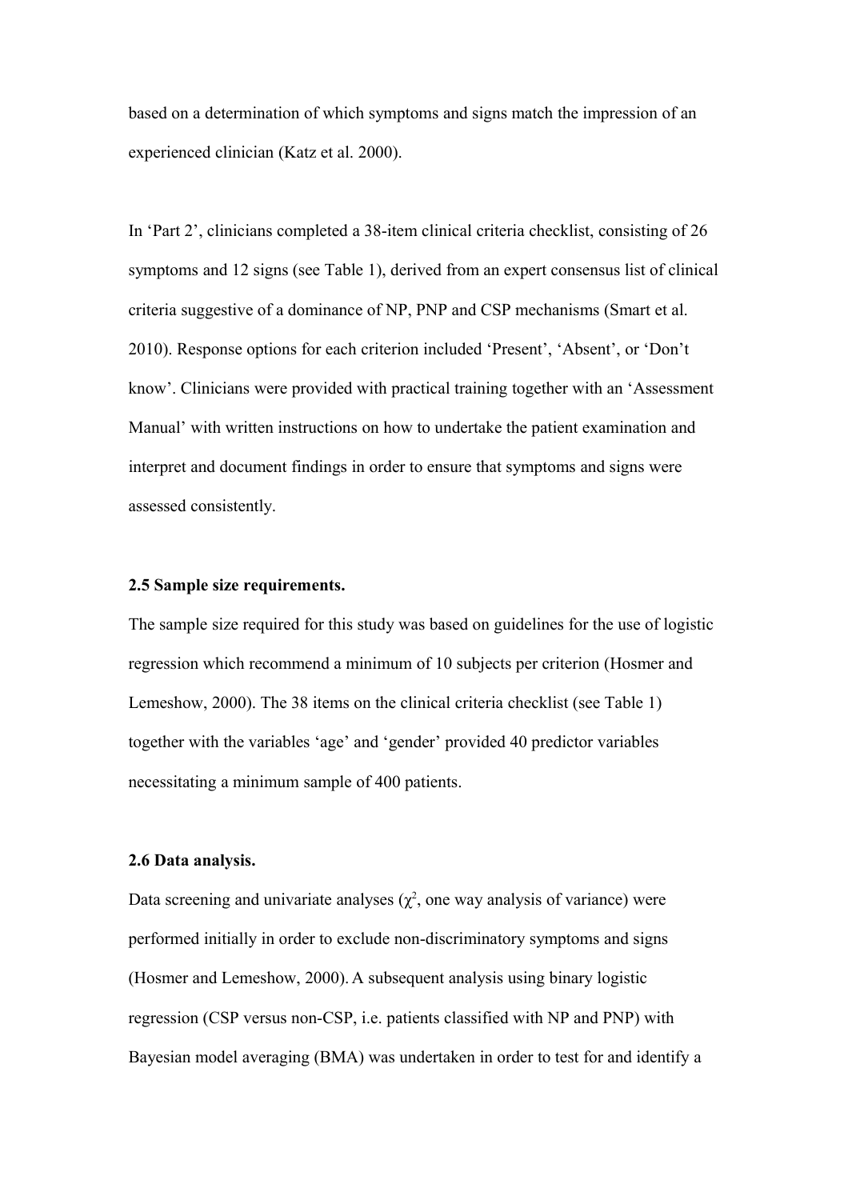based on a determination of which symptoms and signs match the impression of an experienced clinician (Katz et al. 2000).

In 'Part 2', clinicians completed a 38-item clinical criteria checklist, consisting of 26 symptoms and 12 signs (see Table 1), derived from an expert consensus list of clinical criteria suggestive of a dominance of NP, PNP and CSP mechanisms (Smart et al. 2010). Response options for each criterion included 'Present', 'Absent', or 'Don't know'. Clinicians were provided with practical training together with an 'Assessment Manual' with written instructions on how to undertake the patient examination and interpret and document findings in order to ensure that symptoms and signs were assessed consistently.

### 2.5 Sample size requirements.

The sample size required for this study was based on guidelines for the use of logistic regression which recommend a minimum of 10 subjects per criterion (Hosmer and Lemeshow, 2000). The 38 items on the clinical criteria checklist (see Table 1) together with the variables 'age' and 'gender' provided 40 predictor variables necessitating a minimum sample of 400 patients.

### 2.6 Data analysis.

Data screening and univariate analyses ($\chi^2$, one way analysis of variance) were performed initially in order to exclude non-discriminatory symptoms and signs (Hosmer and Lemeshow, 2000). A subsequent analysis using binary logistic regression (CSP versus non-CSP, i.e. patients classified with NP and PNP) with Bayesian model averaging (BMA) was undertaken in order to test for and identify a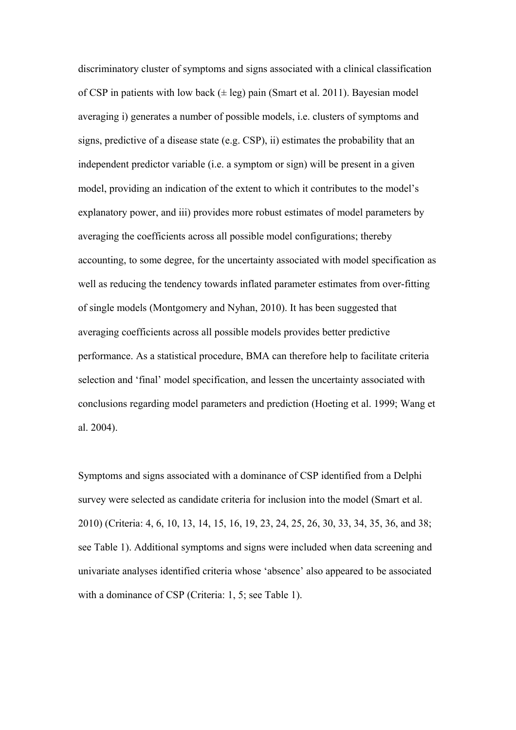discriminatory cluster of symptoms and signs associated with a clinical classification of CSP in patients with low back (± leg) pain (Smart et al. 2011). Bayesian model averaging i) generates a number of possible models, i.e. clusters of symptoms and signs, predictive of a disease state (e.g. CSP), ii) estimates the probability that an independent predictor variable (i.e. a symptom or sign) will be present in a given model, providing an indication of the extent to which it contributes to the model's explanatory power, and iii) provides more robust estimates of model parameters by averaging the coefficients across all possible model configurations; thereby accounting, to some degree, for the uncertainty associated with model specification as well as reducing the tendency towards inflated parameter estimates from over-fitting of single models (Montgomery and Nyhan, 2010). It has been suggested that averaging coefficients across all possible models provides better predictive performance. As a statistical procedure, BMA can therefore help to facilitate criteria selection and 'final' model specification, and lessen the uncertainty associated with conclusions regarding model parameters and prediction (Hoeting et al. 1999; Wang et al. 2004).

Symptoms and signs associated with a dominance of CSP identified from a Delphi survey were selected as candidate criteria for inclusion into the model (Smart et al. 2010) (Criteria: 4, 6, 10, 13, 14, 15, 16, 19, 23, 24, 25, 26, 30, 33, 34, 35, 36, and 38; see Table 1). Additional symptoms and signs were included when data screening and univariate analyses identified criteria whose 'absence' also appeared to be associated with a dominance of CSP (Criteria: 1, 5; see Table 1).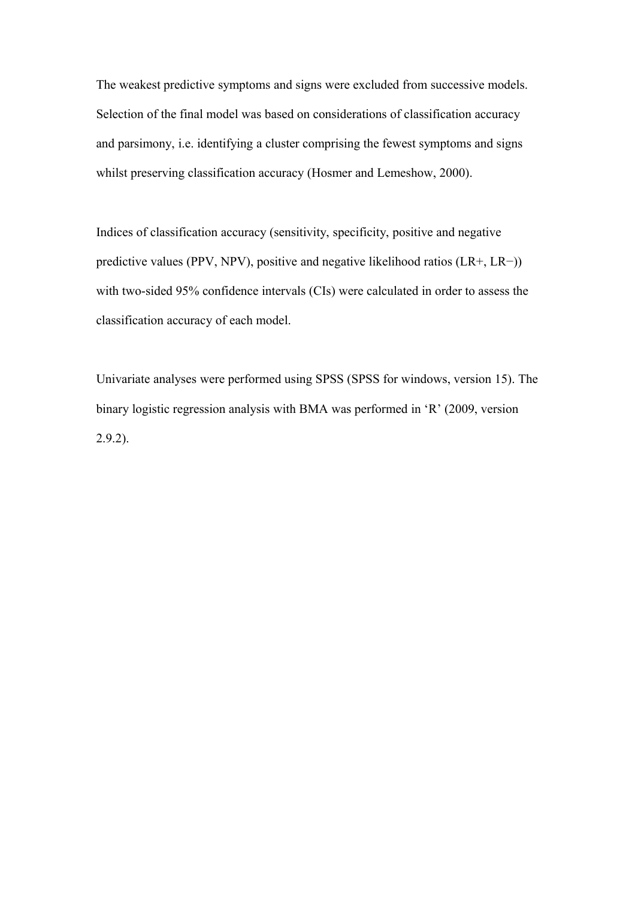The weakest predictive symptoms and signs were excluded from successive models. Selection of the final model was based on considerations of classification accuracy and parsimony, i.e. identifying a cluster comprising the fewest symptoms and signs whilst preserving classification accuracy (Hosmer and Lemeshow, 2000).

Indices of classification accuracy (sensitivity, specificity, positive and negative predictive values (PPV, NPV), positive and negative likelihood ratios (LR+, LR−)) with two-sided 95% confidence intervals (CIs) were calculated in order to assess the classification accuracy of each model.

Univariate analyses were performed using SPSS (SPSS for windows, version 15). The binary logistic regression analysis with BMA was performed in 'R' (2009, version 2.9.2).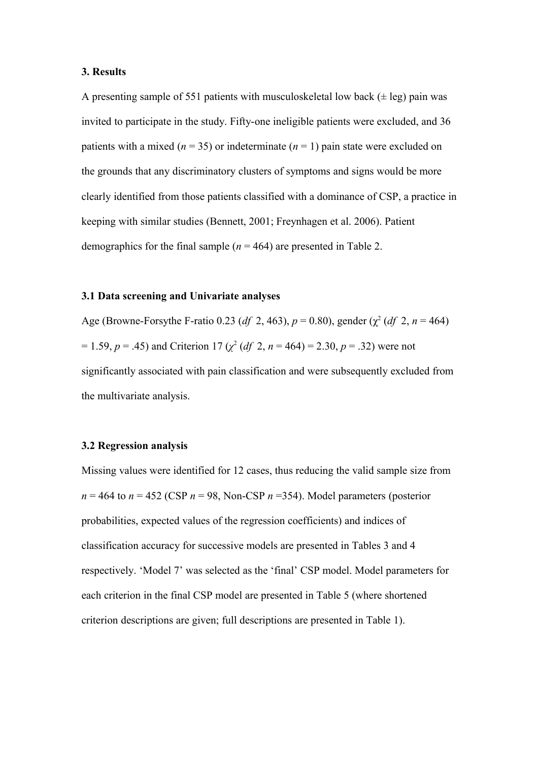## 3. Results

A presenting sample of 551 patients with musculoskeletal low back (± leg) pain was invited to participate in the study. Fifty-one ineligible patients were excluded, and 36 patients with a mixed ($n$ = 35) or indeterminate ($n$ = 1) pain state were excluded on the grounds that any discriminatory clusters of symptoms and signs would be more clearly identified from those patients classified with a dominance of CSP, a practice in keeping with similar studies (Bennett, 2001; Freynhagen et al. 2006). Patient demographics for the final sample ($n$ = 464) are presented in Table 2.

### 3.1 Data screening and Univariate analyses

Age (Browne-Forsythe F-ratio 0.23 (*df* 2, 463), $p$ = 0.80), gender ($\chi^2$ (*df* 2, $n$ = 464) = 1.59, $p$ = .45) and Criterion 17 ($\chi^2$ (*df* 2, $n$ = 464) = 2.30, $p$ = .32) were not significantly associated with pain classification and were subsequently excluded from the multivariate analysis.

### 3.2 Regression analysis

Missing values were identified for 12 cases, thus reducing the valid sample size from $n$ = 464 to $n$ = 452 (CSP $n$ = 98, Non-CSP $n$ =354). Model parameters (posterior probabilities, expected values of the regression coefficients) and indices of classification accuracy for successive models are presented in Tables 3 and 4 respectively. 'Model 7' was selected as the 'final' CSP model. Model parameters for each criterion in the final CSP model are presented in Table 5 (where shortened criterion descriptions are given; full descriptions are presented in Table 1).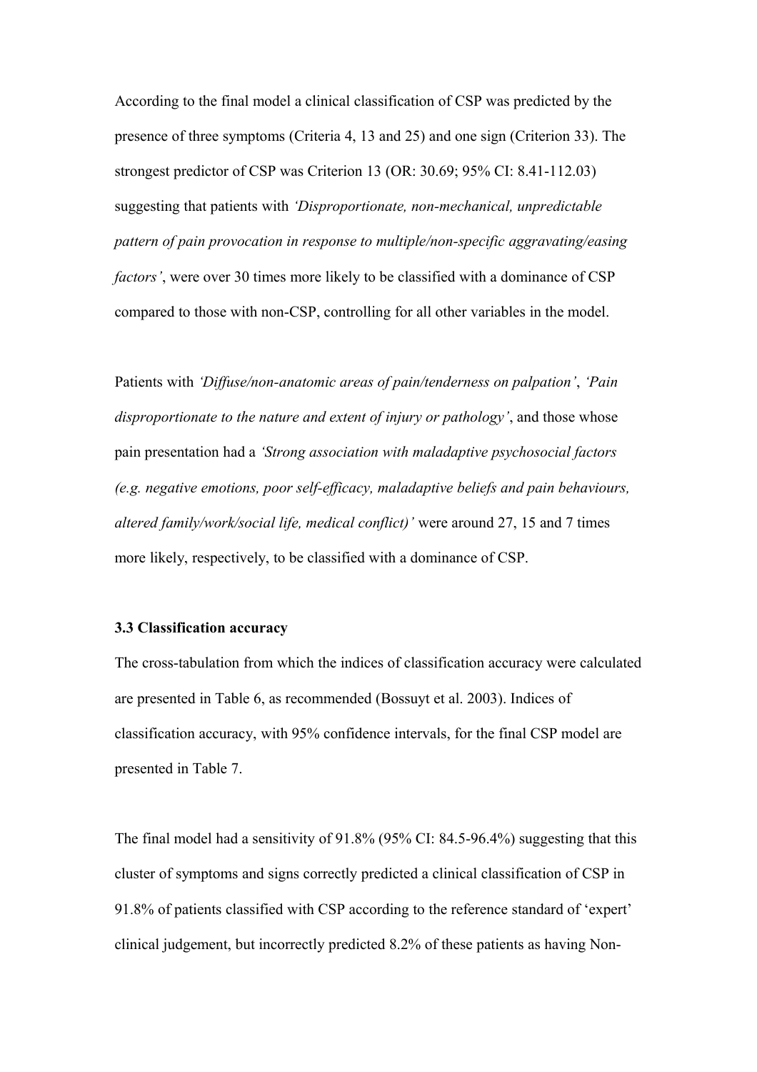According to the final model a clinical classification of CSP was predicted by the presence of three symptoms (Criteria 4, 13 and 25) and one sign (Criterion 33). The strongest predictor of CSP was Criterion 13 (OR: 30.69; 95% CI: 8.41-112.03) suggesting that patients with *'Disproportionate, non-mechanical, unpredictable pattern of pain provocation in response to multiple/non-specific aggravating/easing factors'*, were over 30 times more likely to be classified with a dominance of CSP compared to those with non-CSP, controlling for all other variables in the model.

Patients with *'Diffuse/non-anatomic areas of pain/tenderness on palpation'*, *'Pain disproportionate to the nature and extent of injury or pathology'*, and those whose pain presentation had a *'Strong association with maladaptive psychosocial factors (e.g. negative emotions, poor self-efficacy, maladaptive beliefs and pain behaviours, altered family/work/social life, medical conflict)'* were around 27, 15 and 7 times more likely, respectively, to be classified with a dominance of CSP.

### 3.3 Classification accuracy

The cross-tabulation from which the indices of classification accuracy were calculated are presented in Table 6, as recommended (Bossuyt et al. 2003). Indices of classification accuracy, with 95% confidence intervals, for the final CSP model are presented in Table 7.

The final model had a sensitivity of 91.8% (95% CI: 84.5-96.4%) suggesting that this cluster of symptoms and signs correctly predicted a clinical classification of CSP in 91.8% of patients classified with CSP according to the reference standard of 'expert' clinical judgement, but incorrectly predicted 8.2% of these patients as having Non-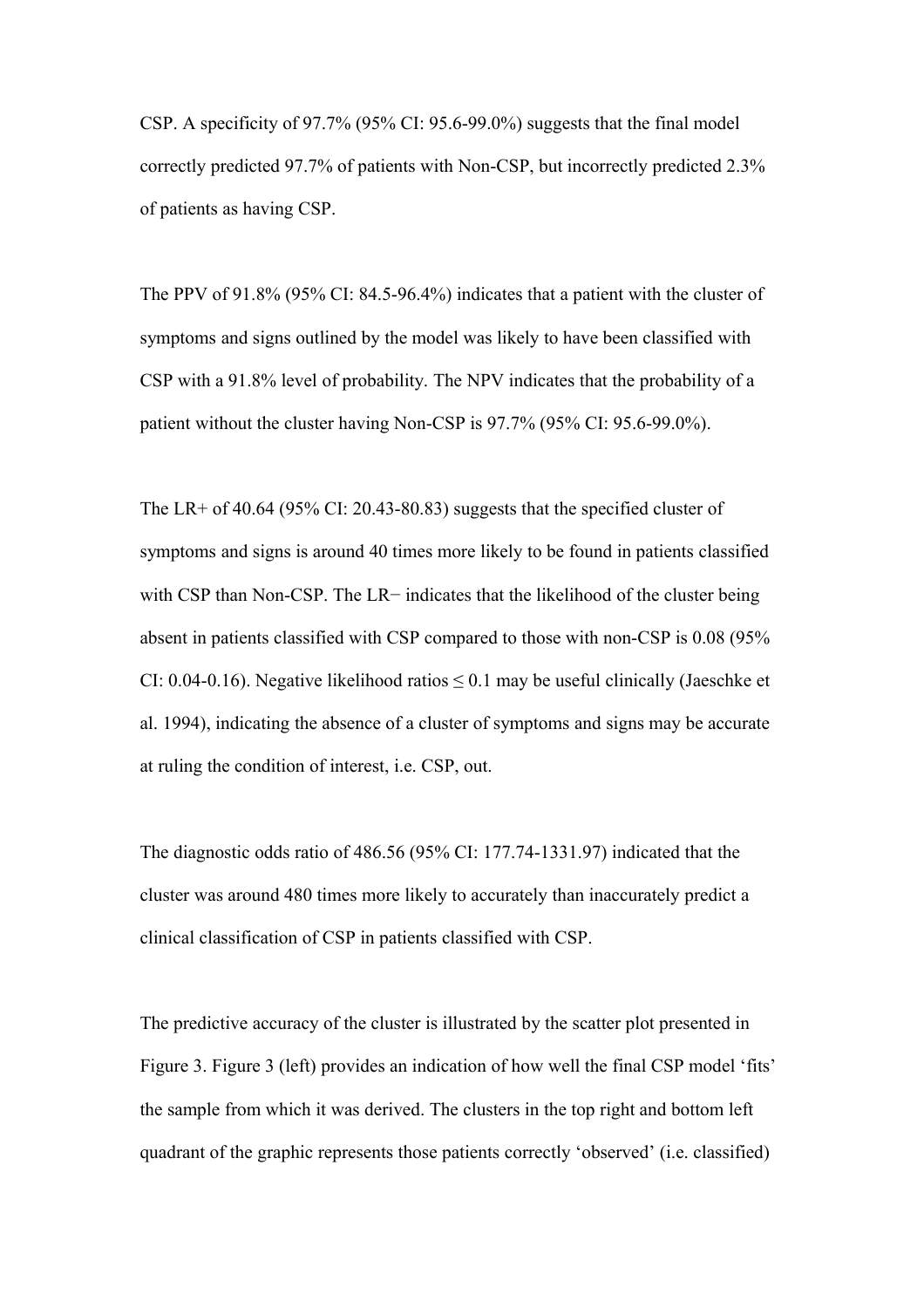CSP. A specificity of 97.7% (95% CI: 95.6-99.0%) suggests that the final model correctly predicted 97.7% of patients with Non-CSP, but incorrectly predicted 2.3% of patients as having CSP.

The PPV of 91.8% (95% CI: 84.5-96.4%) indicates that a patient with the cluster of symptoms and signs outlined by the model was likely to have been classified with CSP with a 91.8% level of probability. The NPV indicates that the probability of a patient without the cluster having Non-CSP is 97.7% (95% CI: 95.6-99.0%).

The LR+ of 40.64 (95% CI: 20.43-80.83) suggests that the specified cluster of symptoms and signs is around 40 times more likely to be found in patients classified with CSP than Non-CSP. The LR− indicates that the likelihood of the cluster being absent in patients classified with CSP compared to those with non-CSP is 0.08 (95% CI: 0.04-0.16). Negative likelihood ratios $\leq 0.1$ may be useful clinically (Jaeschke et al. 1994), indicating the absence of a cluster of symptoms and signs may be accurate at ruling the condition of interest, i.e. CSP, out.

The diagnostic odds ratio of 486.56 (95% CI: 177.74-1331.97) indicated that the cluster was around 480 times more likely to accurately than inaccurately predict a clinical classification of CSP in patients classified with CSP.

The predictive accuracy of the cluster is illustrated by the scatter plot presented in Figure 3. Figure 3 (left) provides an indication of how well the final CSP model 'fits' the sample from which it was derived. The clusters in the top right and bottom left quadrant of the graphic represents those patients correctly 'observed' (i.e. classified)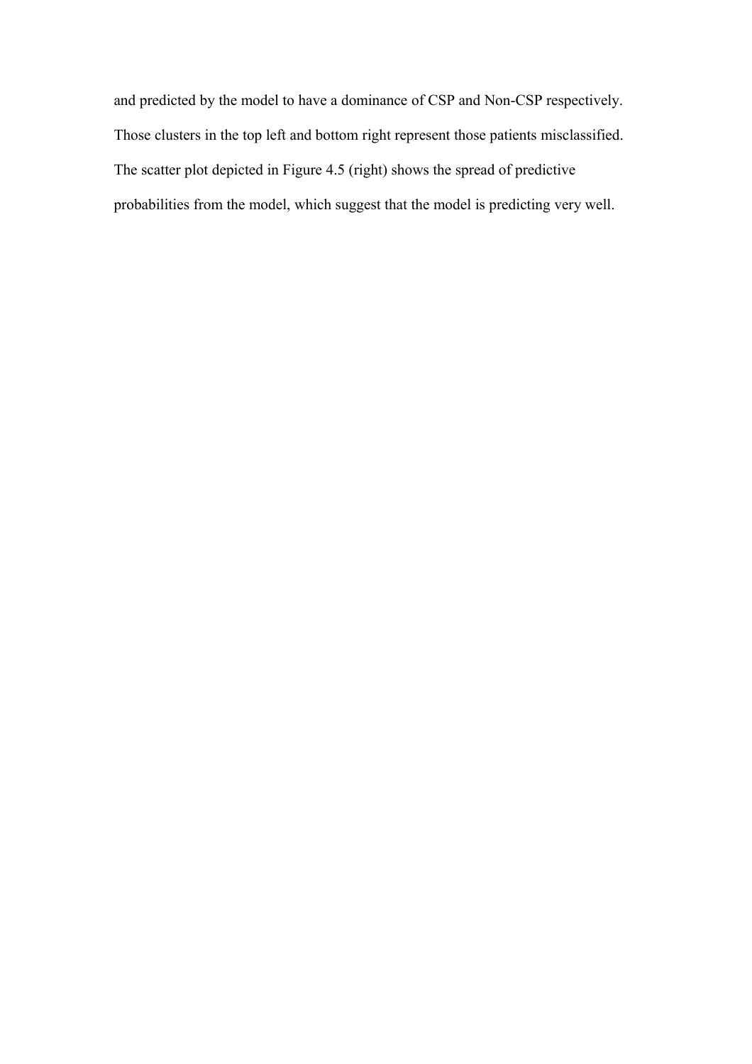and predicted by the model to have a dominance of CSP and Non-CSP respectively. Those clusters in the top left and bottom right represent those patients misclassified. The scatter plot depicted in Figure 4.5 (right) shows the spread of predictive probabilities from the model, which suggest that the model is predicting very well.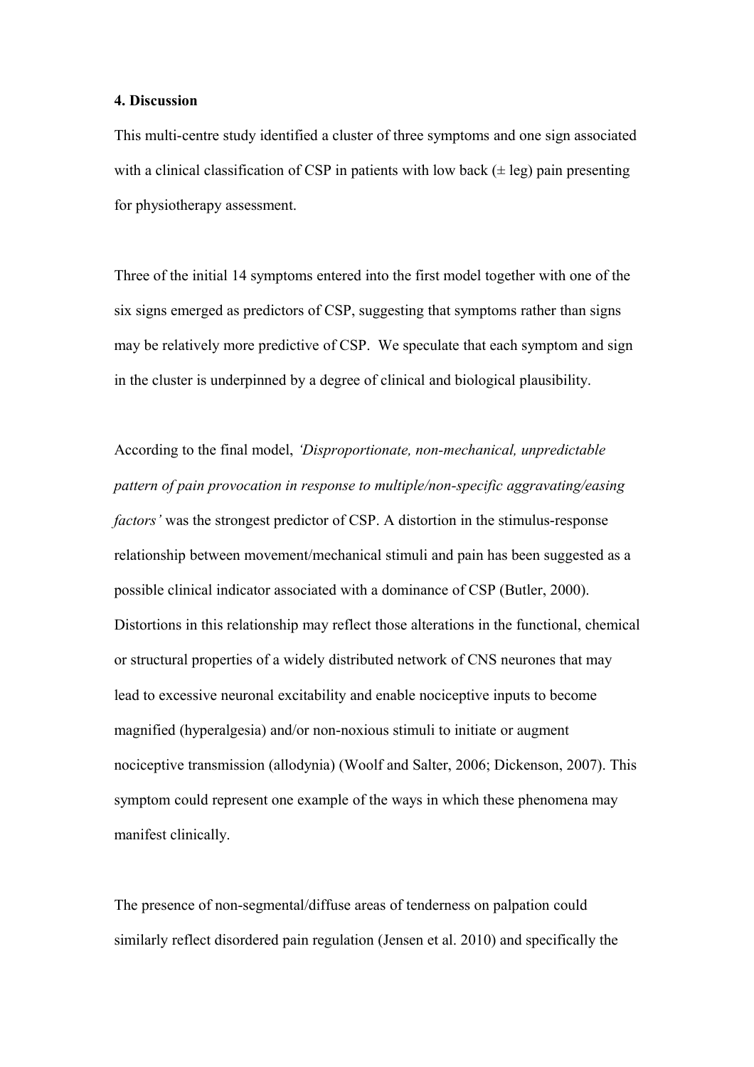## 4. Discussion

This multi-centre study identified a cluster of three symptoms and one sign associated with a clinical classification of CSP in patients with low back (± leg) pain presenting for physiotherapy assessment.

Three of the initial 14 symptoms entered into the first model together with one of the six signs emerged as predictors of CSP, suggesting that symptoms rather than signs may be relatively more predictive of CSP. We speculate that each symptom and sign in the cluster is underpinned by a degree of clinical and biological plausibility.

According to the final model, *'Disproportionate, non-mechanical, unpredictable pattern of pain provocation in response to multiple/non-specific aggravating/easing factors'* was the strongest predictor of CSP. A distortion in the stimulus-response relationship between movement/mechanical stimuli and pain has been suggested as a possible clinical indicator associated with a dominance of CSP (Butler, 2000). Distortions in this relationship may reflect those alterations in the functional, chemical or structural properties of a widely distributed network of CNS neurones that may lead to excessive neuronal excitability and enable nociceptive inputs to become magnified (hyperalgesia) and/or non-noxious stimuli to initiate or augment nociceptive transmission (allodynia) (Woolf and Salter, 2006; Dickenson, 2007). This symptom could represent one example of the ways in which these phenomena may manifest clinically.

The presence of non-segmental/diffuse areas of tenderness on palpation could similarly reflect disordered pain regulation (Jensen et al. 2010) and specifically the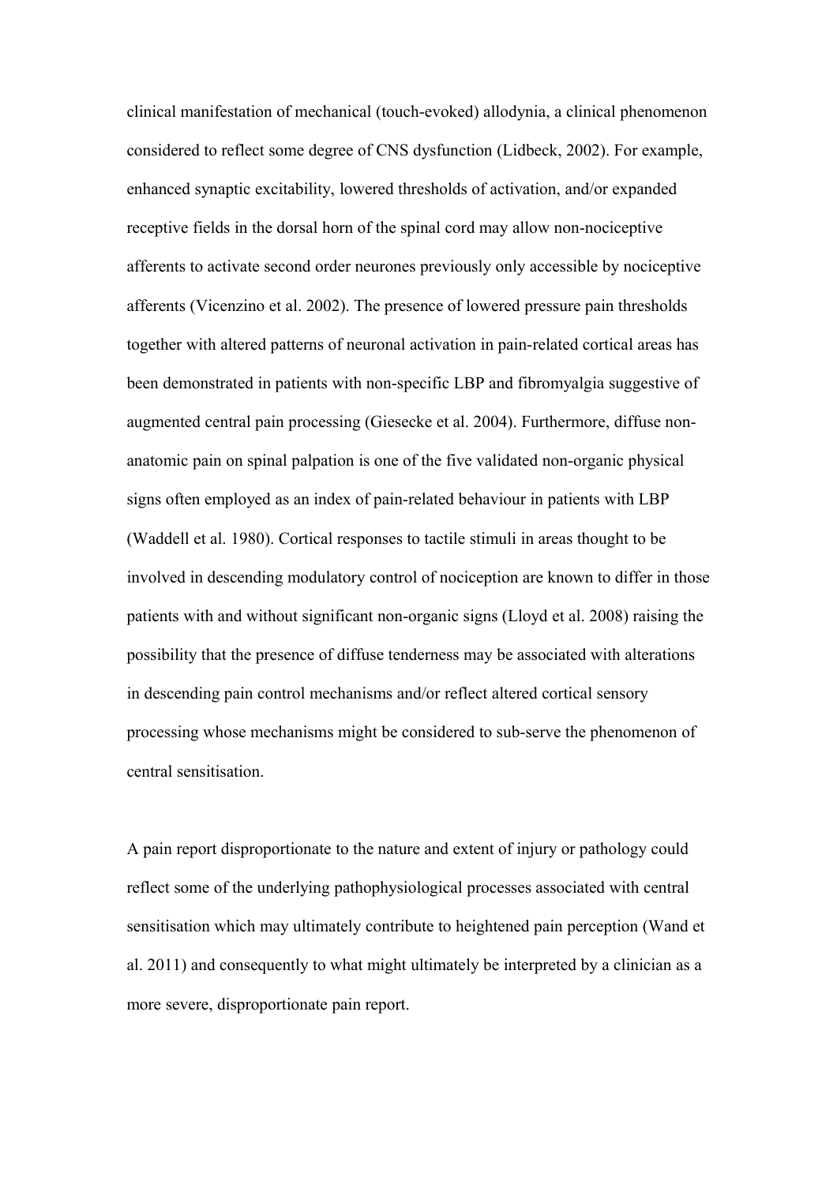clinical manifestation of mechanical (touch-evoked) allodynia, a clinical phenomenon considered to reflect some degree of CNS dysfunction (Lidbeck, 2002). For example, enhanced synaptic excitability, lowered thresholds of activation, and/or expanded receptive fields in the dorsal horn of the spinal cord may allow non-nociceptive afferents to activate second order neurones previously only accessible by nociceptive afferents (Vicenzino et al. 2002). The presence of lowered pressure pain thresholds together with altered patterns of neuronal activation in pain-related cortical areas has been demonstrated in patients with non-specific LBP and fibromyalgia suggestive of augmented central pain processing (Giesecke et al. 2004). Furthermore, diffuse non-anatomic pain on spinal palpation is one of the five validated non-organic physical signs often employed as an index of pain-related behaviour in patients with LBP (Waddell et al. 1980). Cortical responses to tactile stimuli in areas thought to be involved in descending modulatory control of nociception are known to differ in those patients with and without significant non-organic signs (Lloyd et al. 2008) raising the possibility that the presence of diffuse tenderness may be associated with alterations in descending pain control mechanisms and/or reflect altered cortical sensory processing whose mechanisms might be considered to sub-serve the phenomenon of central sensitisation.

A pain report disproportionate to the nature and extent of injury or pathology could reflect some of the underlying pathophysiological processes associated with central sensitisation which may ultimately contribute to heightened pain perception (Wand et al. 2011) and consequently to what might ultimately be interpreted by a clinician as a more severe, disproportionate pain report.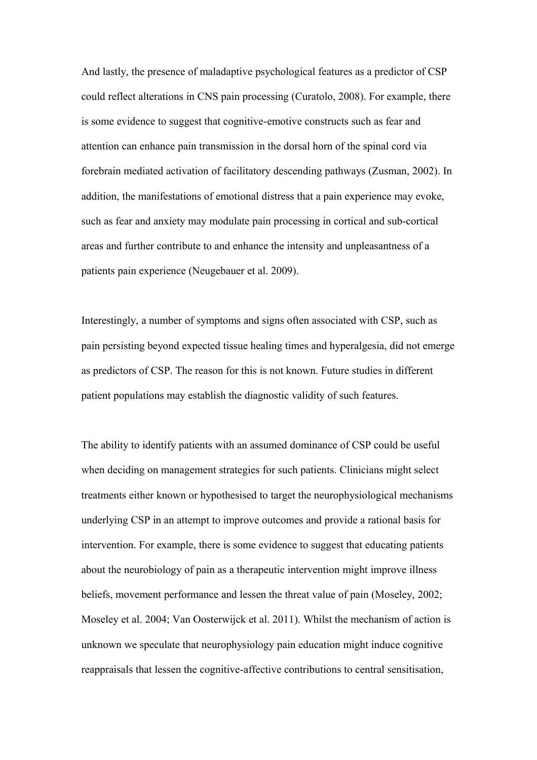And lastly, the presence of maladaptive psychological features as a predictor of CSP could reflect alterations in CNS pain processing (Curatolo, 2008). For example, there is some evidence to suggest that cognitive-emotive constructs such as fear and attention can enhance pain transmission in the dorsal horn of the spinal cord via forebrain mediated activation of facilitatory descending pathways (Zusman, 2002). In addition, the manifestations of emotional distress that a pain experience may evoke, such as fear and anxiety may modulate pain processing in cortical and sub-cortical areas and further contribute to and enhance the intensity and unpleasantness of a patients pain experience (Neugebauer et al. 2009).

Interestingly, a number of symptoms and signs often associated with CSP, such as pain persisting beyond expected tissue healing times and hyperalgesia, did not emerge as predictors of CSP. The reason for this is not known. Future studies in different patient populations may establish the diagnostic validity of such features.

The ability to identify patients with an assumed dominance of CSP could be useful when deciding on management strategies for such patients. Clinicians might select treatments either known or hypothesised to target the neurophysiological mechanisms underlying CSP in an attempt to improve outcomes and provide a rational basis for intervention. For example, there is some evidence to suggest that educating patients about the neurobiology of pain as a therapeutic intervention might improve illness beliefs, movement performance and lessen the threat value of pain (Moseley, 2002; Moseley et al. 2004; Van Oosterwijck et al. 2011). Whilst the mechanism of action is unknown we speculate that neurophysiology pain education might induce cognitive reappraisals that lessen the cognitive-affective contributions to central sensitisation,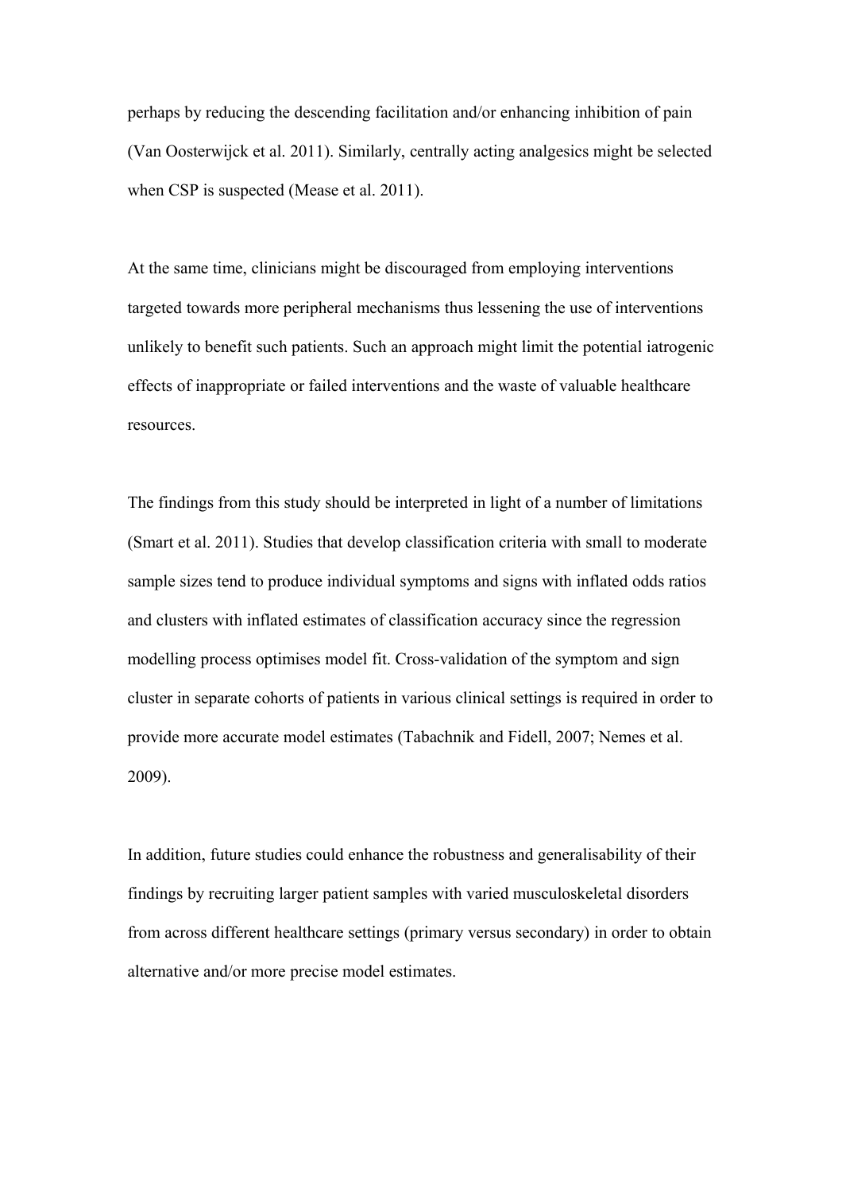perhaps by reducing the descending facilitation and/or enhancing inhibition of pain (Van Oosterwijck et al. 2011). Similarly, centrally acting analgesics might be selected when CSP is suspected (Mease et al. 2011).

At the same time, clinicians might be discouraged from employing interventions targeted towards more peripheral mechanisms thus lessening the use of interventions unlikely to benefit such patients. Such an approach might limit the potential iatrogenic effects of inappropriate or failed interventions and the waste of valuable healthcare resources.

The findings from this study should be interpreted in light of a number of limitations (Smart et al. 2011). Studies that develop classification criteria with small to moderate sample sizes tend to produce individual symptoms and signs with inflated odds ratios and clusters with inflated estimates of classification accuracy since the regression modelling process optimises model fit. Cross-validation of the symptom and sign cluster in separate cohorts of patients in various clinical settings is required in order to provide more accurate model estimates (Tabachnik and Fidell, 2007; Nemes et al. 2009).

In addition, future studies could enhance the robustness and generalisability of their findings by recruiting larger patient samples with varied musculoskeletal disorders from across different healthcare settings (primary versus secondary) in order to obtain alternative and/or more precise model estimates.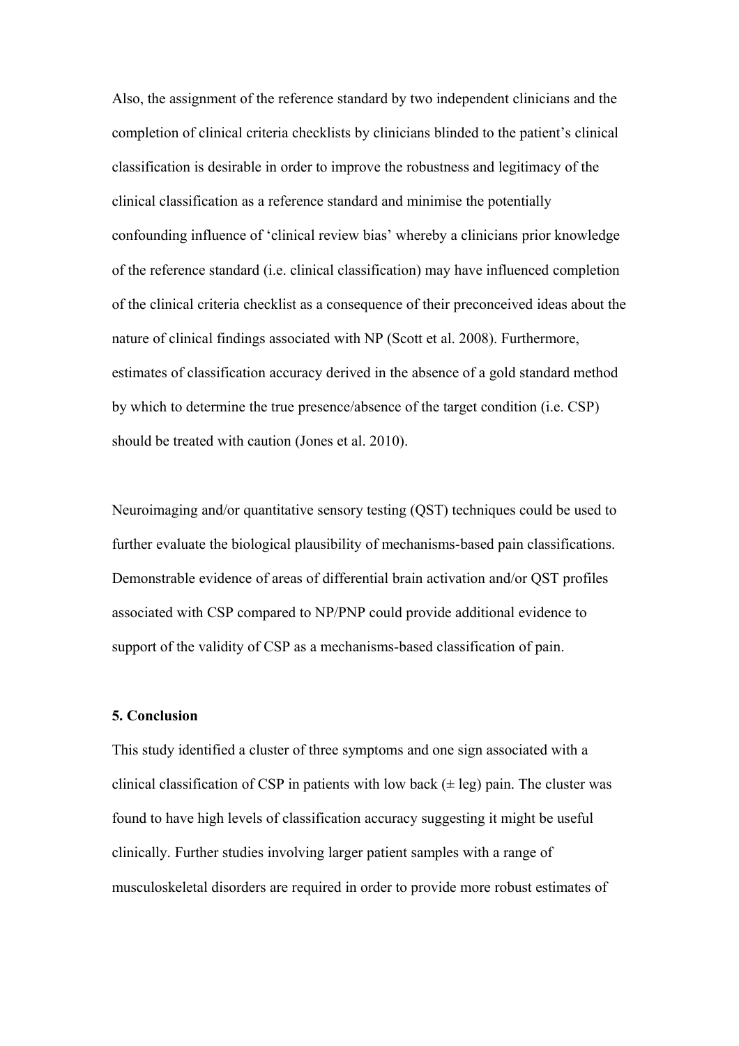Also, the assignment of the reference standard by two independent clinicians and the completion of clinical criteria checklists by clinicians blinded to the patient's clinical classification is desirable in order to improve the robustness and legitimacy of the clinical classification as a reference standard and minimise the potentially confounding influence of 'clinical review bias' whereby a clinicians prior knowledge of the reference standard (i.e. clinical classification) may have influenced completion of the clinical criteria checklist as a consequence of their preconceived ideas about the nature of clinical findings associated with NP (Scott et al. 2008). Furthermore, estimates of classification accuracy derived in the absence of a gold standard method by which to determine the true presence/absence of the target condition (i.e. CSP) should be treated with caution (Jones et al. 2010).

Neuroimaging and/or quantitative sensory testing (QST) techniques could be used to further evaluate the biological plausibility of mechanisms-based pain classifications. Demonstrable evidence of areas of differential brain activation and/or QST profiles associated with CSP compared to NP/PNP could provide additional evidence to support of the validity of CSP as a mechanisms-based classification of pain.

### 5. Conclusion

This study identified a cluster of three symptoms and one sign associated with a clinical classification of CSP in patients with low back (± leg) pain. The cluster was found to have high levels of classification accuracy suggesting it might be useful clinically. Further studies involving larger patient samples with a range of musculoskeletal disorders are required in order to provide more robust estimates of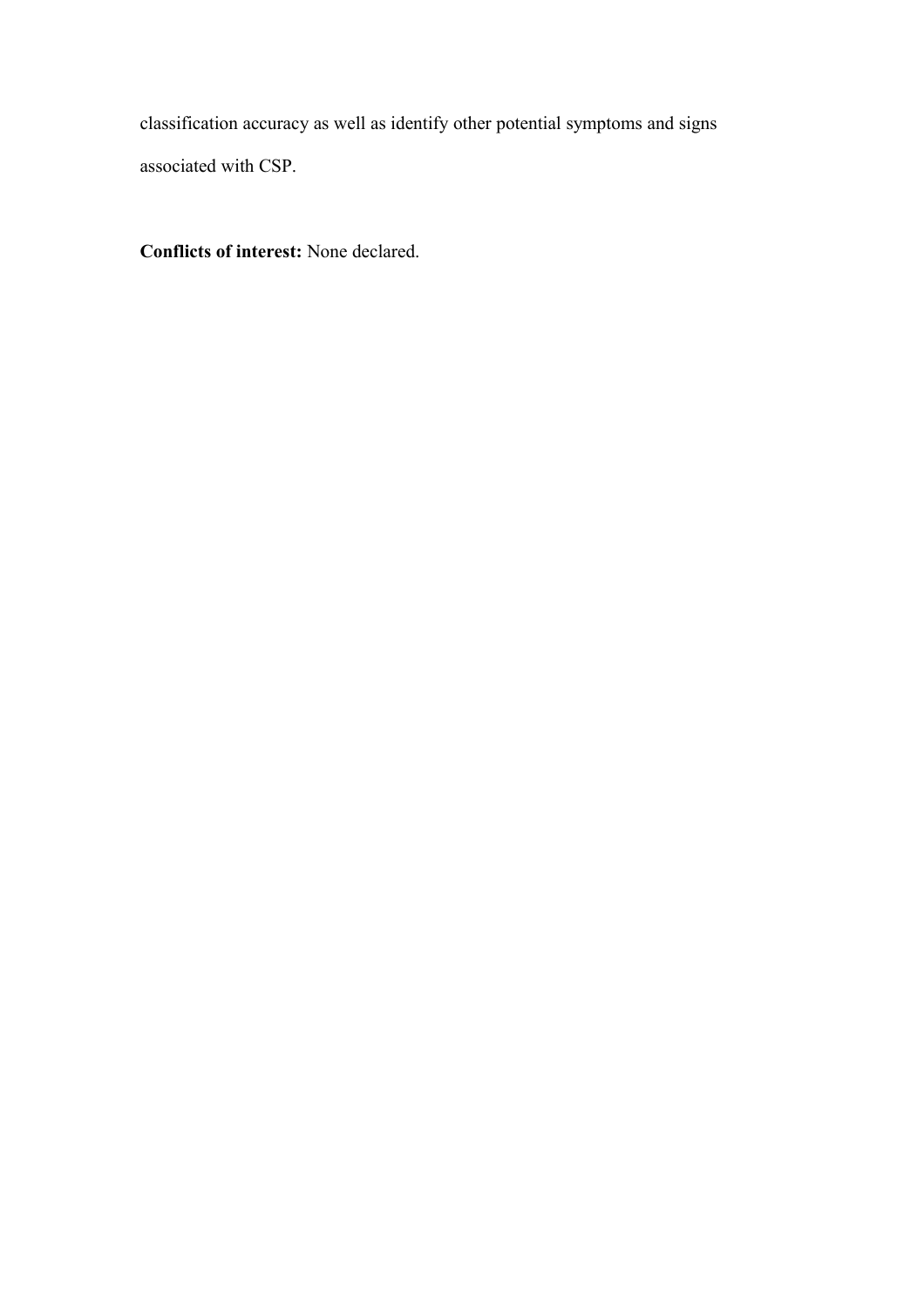classification accuracy as well as identify other potential symptoms and signs associated with CSP.

**Conflicts of interest:** None declared.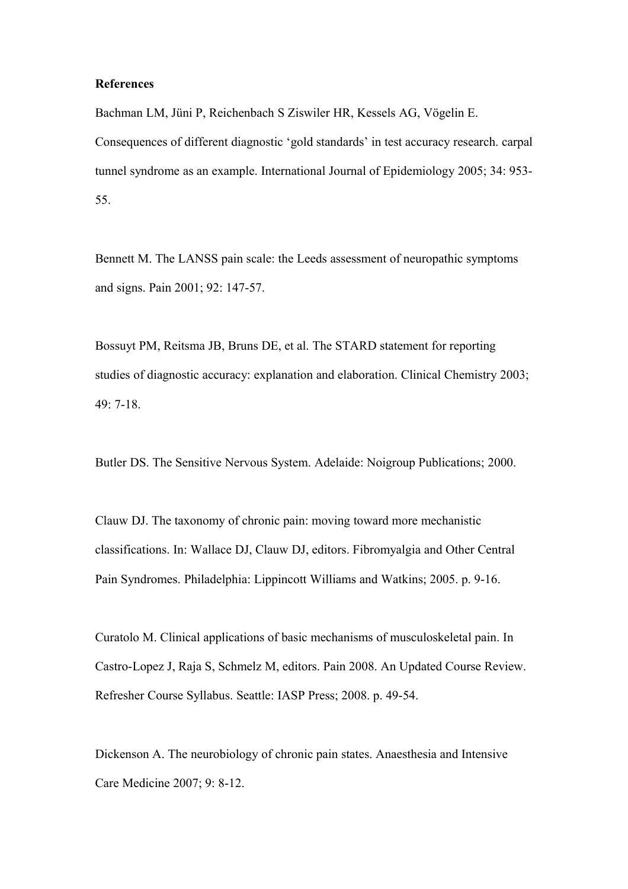**References**

Bachman LM, Jüni P, Reichenbach S Ziswiler HR, Kessels AG, Vögelin E. Consequences of different diagnostic 'gold standards' in test accuracy research. carpal tunnel syndrome as an example. International Journal of Epidemiology 2005; 34: 953-55.

Bennett M. The LANSS pain scale: the Leeds assessment of neuropathic symptoms and signs. Pain 2001; 92: 147-57.

Bossuyt PM, Reitsma JB, Bruns DE, et al. The STARD statement for reporting studies of diagnostic accuracy: explanation and elaboration. Clinical Chemistry 2003; 49: 7-18.

Butler DS. The Sensitive Nervous System. Adelaide: Noigroup Publications; 2000.

Clauw DJ. The taxonomy of chronic pain: moving toward more mechanistic classifications. In: Wallace DJ, Clauw DJ, editors. Fibromyalgia and Other Central Pain Syndromes. Philadelphia: Lippincott Williams and Watkins; 2005. p. 9-16.

Curatolo M. Clinical applications of basic mechanisms of musculoskeletal pain. In Castro-Lopez J, Raja S, Schmelz M, editors. Pain 2008. An Updated Course Review. Refresher Course Syllabus. Seattle: IASP Press; 2008. p. 49-54.

Dickenson A. The neurobiology of chronic pain states. Anaesthesia and Intensive Care Medicine 2007; 9: 8-12.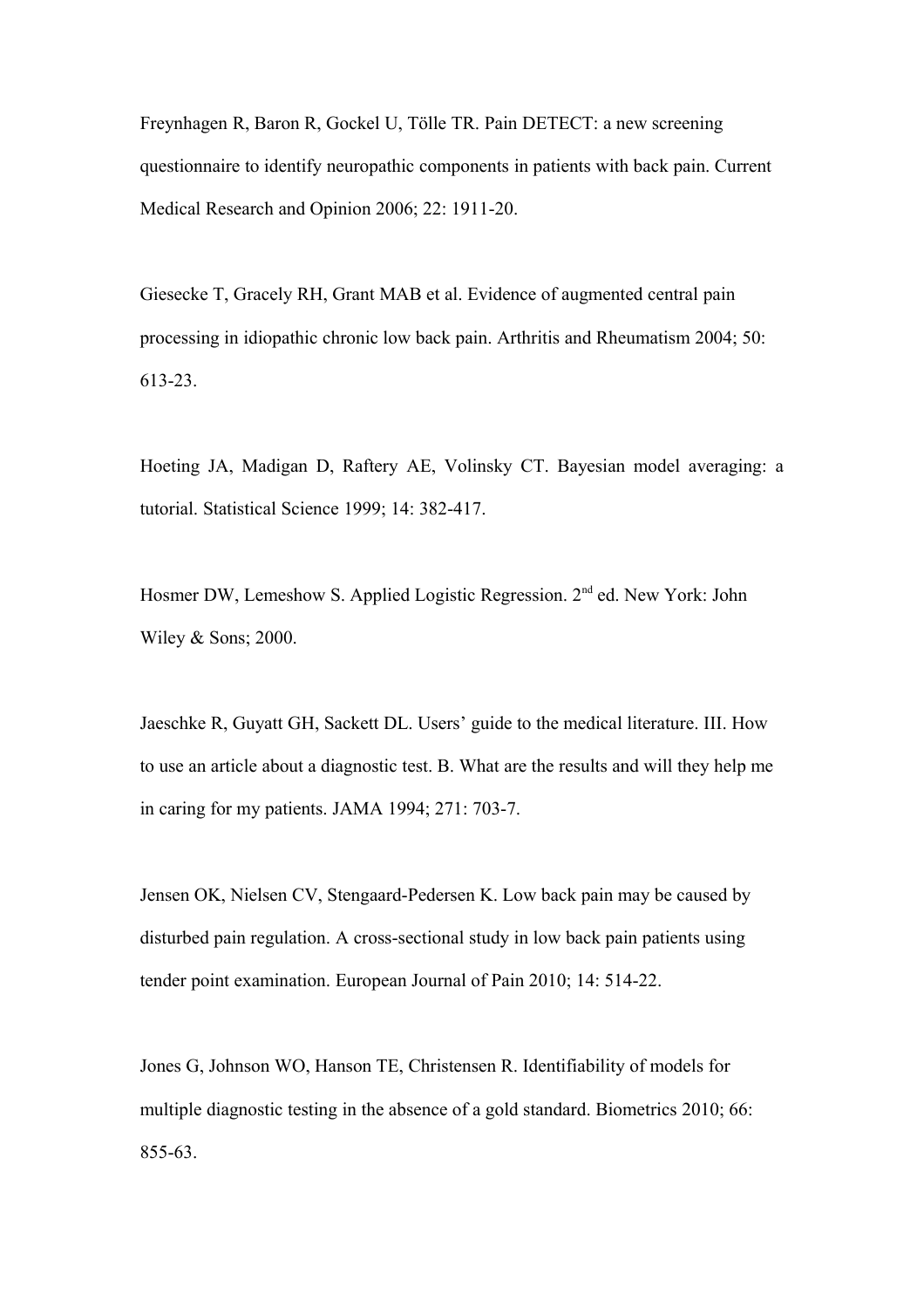Freynhagen R, Baron R, Gockel U, Tölle TR. Pain DETECT: a new screening questionnaire to identify neuropathic components in patients with back pain. Current Medical Research and Opinion 2006; 22: 1911-20.

Giesecke T, Gracely RH, Grant MAB et al. Evidence of augmented central pain processing in idiopathic chronic low back pain. Arthritis and Rheumatism 2004; 50: 613-23.

Hoeting JA, Madigan D, Raftery AE, Volinsky CT. Bayesian model averaging: a tutorial. Statistical Science 1999; 14: 382-417.

Hosmer DW, Lemeshow S. Applied Logistic Regression. 2nd ed. New York: John Wiley & Sons; 2000.

Jaeschke R, Guyatt GH, Sackett DL. Users' guide to the medical literature. III. How to use an article about a diagnostic test. B. What are the results and will they help me in caring for my patients. JAMA 1994; 271: 703-7.

Jensen OK, Nielsen CV, Stengaard-Pedersen K. Low back pain may be caused by disturbed pain regulation. A cross-sectional study in low back pain patients using tender point examination. European Journal of Pain 2010; 14: 514-22.

Jones G, Johnson WO, Hanson TE, Christensen R. Identifiability of models for multiple diagnostic testing in the absence of a gold standard. Biometrics 2010; 66: 855-63.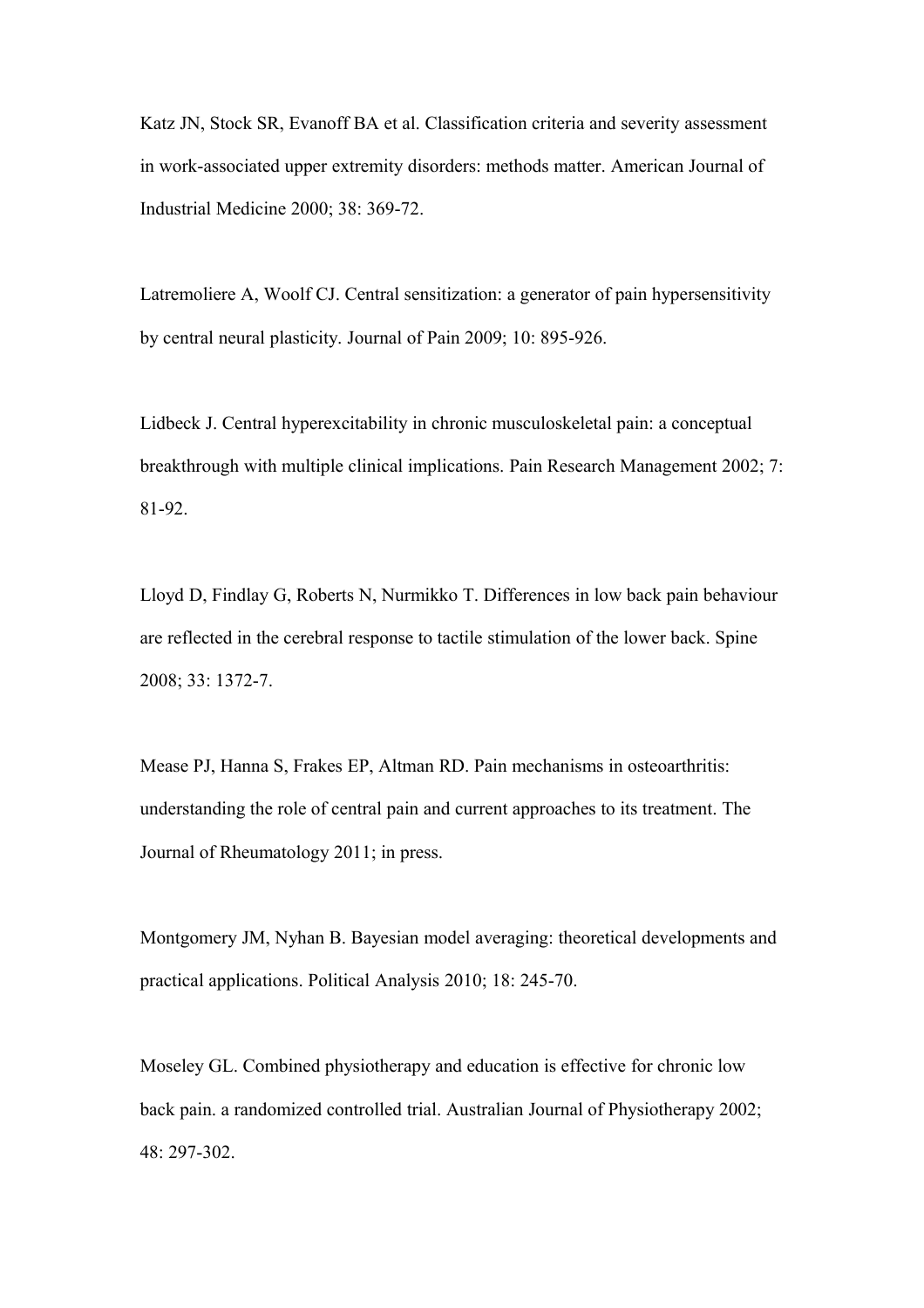Katz JN, Stock SR, Evanoff BA et al. Classification criteria and severity assessment in work-associated upper extremity disorders: methods matter. American Journal of Industrial Medicine 2000; 38: 369-72.

Latremoliere A, Woolf CJ. Central sensitization: a generator of pain hypersensitivity by central neural plasticity. Journal of Pain 2009; 10: 895-926.

Lidbeck J. Central hyperexcitability in chronic musculoskeletal pain: a conceptual breakthrough with multiple clinical implications. Pain Research Management 2002; 7: 81-92.

Lloyd D, Findlay G, Roberts N, Nurmikko T. Differences in low back pain behaviour are reflected in the cerebral response to tactile stimulation of the lower back. Spine 2008; 33: 1372-7.

Mease PJ, Hanna S, Frakes EP, Altman RD. Pain mechanisms in osteoarthritis: understanding the role of central pain and current approaches to its treatment. The Journal of Rheumatology 2011; in press.

Montgomery JM, Nyhan B. Bayesian model averaging: theoretical developments and practical applications. Political Analysis 2010; 18: 245-70.

Moseley GL. Combined physiotherapy and education is effective for chronic low back pain. a randomized controlled trial. Australian Journal of Physiotherapy 2002; 48: 297-302.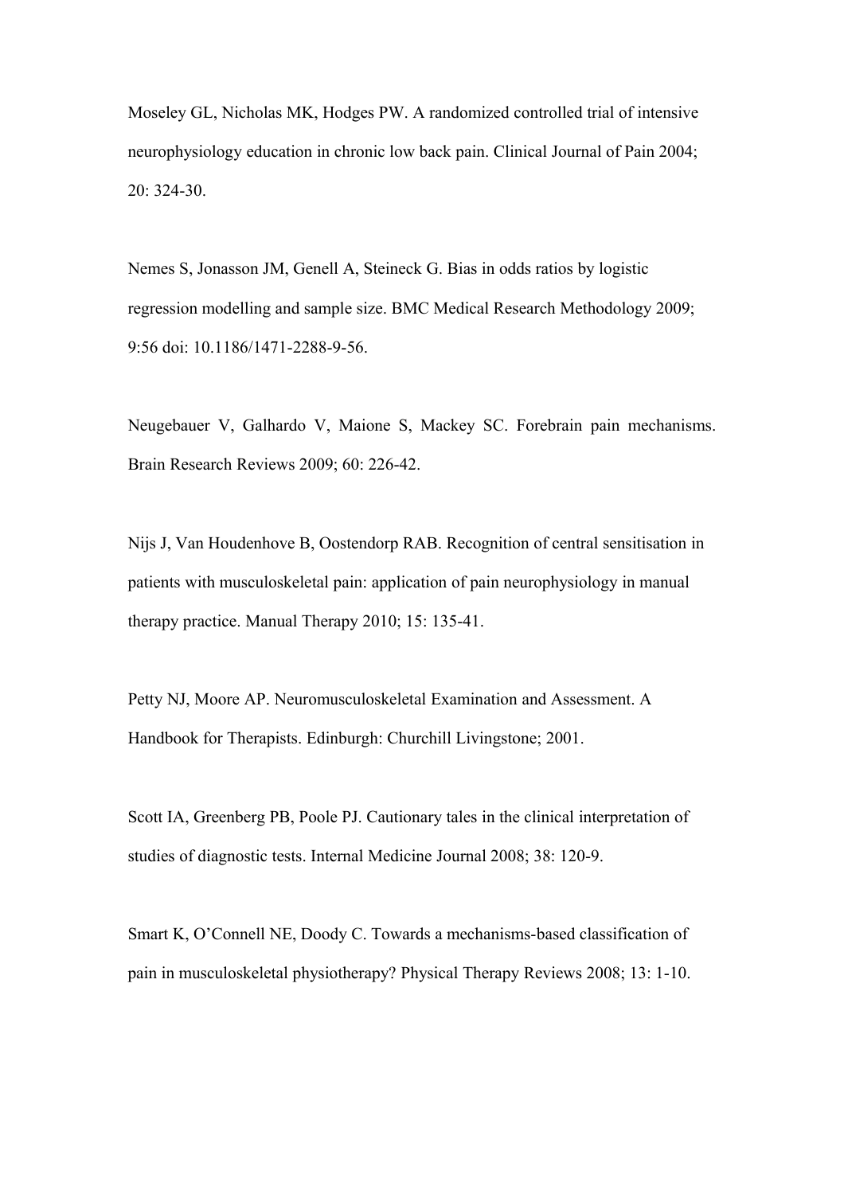Moseley GL, Nicholas MK, Hodges PW. A randomized controlled trial of intensive neurophysiology education in chronic low back pain. Clinical Journal of Pain 2004; 20: 324-30.

Nemes S, Jonasson JM, Genell A, Steineck G. Bias in odds ratios by logistic regression modelling and sample size. BMC Medical Research Methodology 2009; 9:56 doi: 10.1186/1471-2288-9-56.

Neugebauer V, Galhardo V, Maione S, Mackey SC. Forebrain pain mechanisms. Brain Research Reviews 2009; 60: 226-42.

Nijs J, Van Houdenhove B, Oostendorp RAB. Recognition of central sensitisation in patients with musculoskeletal pain: application of pain neurophysiology in manual therapy practice. Manual Therapy 2010; 15: 135-41.

Petty NJ, Moore AP. Neuromusculoskeletal Examination and Assessment. A Handbook for Therapists. Edinburgh: Churchill Livingstone; 2001.

Scott IA, Greenberg PB, Poole PJ. Cautionary tales in the clinical interpretation of studies of diagnostic tests. Internal Medicine Journal 2008; 38: 120-9.

Smart K, O'Connell NE, Doody C. Towards a mechanisms-based classification of pain in musculoskeletal physiotherapy? Physical Therapy Reviews 2008; 13: 1-10.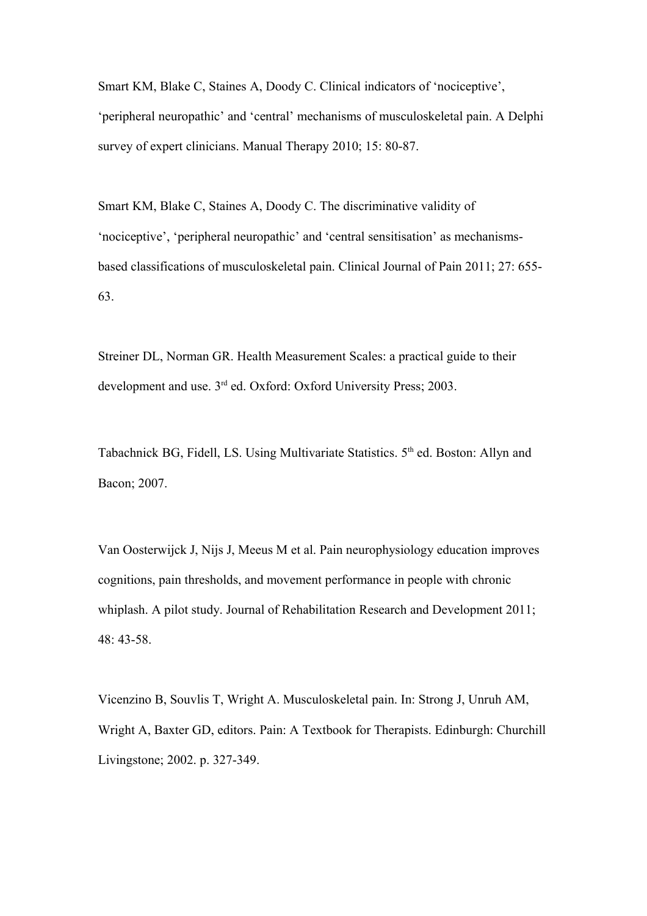Smart KM, Blake C, Staines A, Doody C. Clinical indicators of 'nociceptive', 'peripheral neuropathic' and 'central' mechanisms of musculoskeletal pain. A Delphi survey of expert clinicians. Manual Therapy 2010; 15: 80-87.

Smart KM, Blake C, Staines A, Doody C. The discriminative validity of 'nociceptive', 'peripheral neuropathic' and 'central sensitisation' as mechanisms-based classifications of musculoskeletal pain. Clinical Journal of Pain 2011; 27: 655-63.

Streiner DL, Norman GR. Health Measurement Scales: a practical guide to their development and use. 3rd ed. Oxford: Oxford University Press; 2003.

Tabachnick BG, Fidell, LS. Using Multivariate Statistics. 5th ed. Boston: Allyn and Bacon; 2007.

Van Oosterwijck J, Nijs J, Meeus M et al. Pain neurophysiology education improves cognitions, pain thresholds, and movement performance in people with chronic whiplash. A pilot study. Journal of Rehabilitation Research and Development 2011; 48: 43-58.

Vicenzino B, Souvlis T, Wright A. Musculoskeletal pain. In: Strong J, Unruh AM, Wright A, Baxter GD, editors. Pain: A Textbook for Therapists. Edinburgh: Churchill Livingstone; 2002. p. 327-349.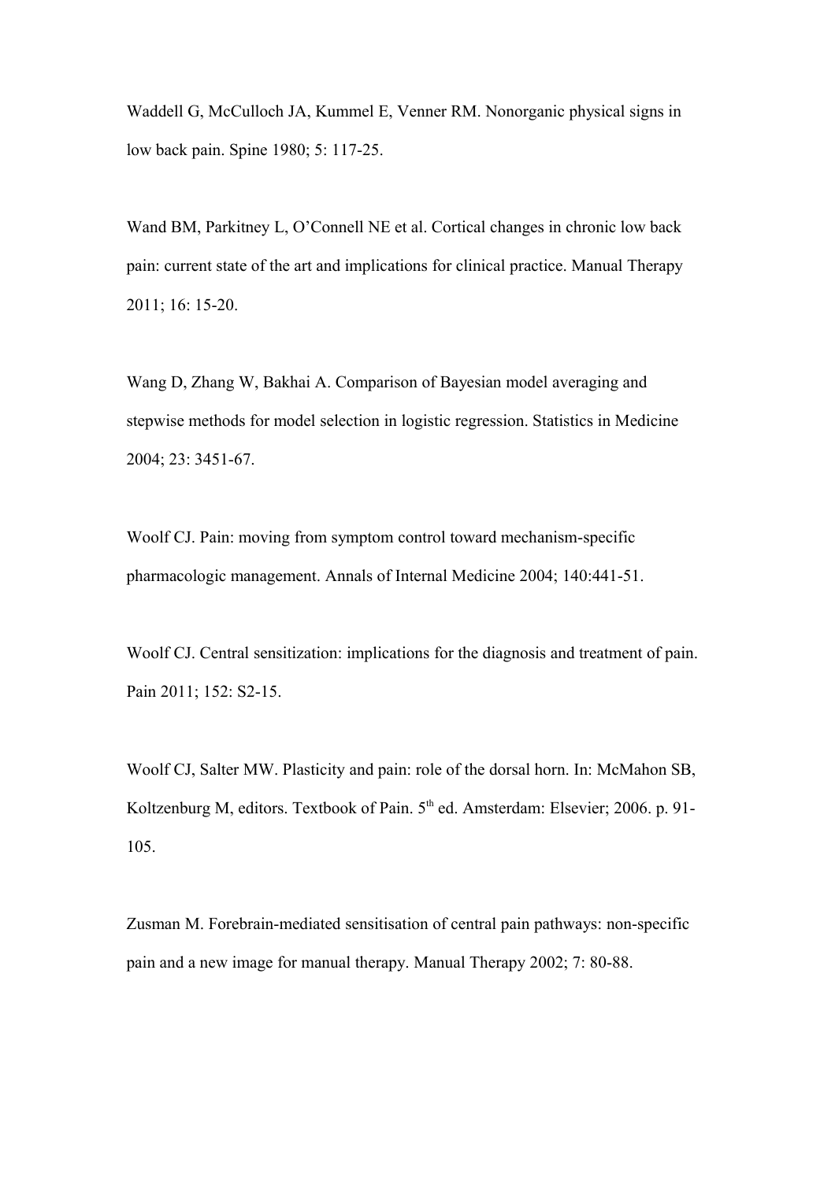Waddell G, McCulloch JA, Kummel E, Venner RM. Nonorganic physical signs in low back pain. Spine 1980; 5: 117-25.

Wand BM, Parkitney L, O'Connell NE et al. Cortical changes in chronic low back pain: current state of the art and implications for clinical practice. Manual Therapy 2011; 16: 15-20.

Wang D, Zhang W, Bakhai A. Comparison of Bayesian model averaging and stepwise methods for model selection in logistic regression. Statistics in Medicine 2004; 23: 3451-67.

Woolf CJ. Pain: moving from symptom control toward mechanism-specific pharmacologic management. Annals of Internal Medicine 2004; 140:441-51.

Woolf CJ. Central sensitization: implications for the diagnosis and treatment of pain. Pain 2011; 152: S2-15.

Woolf CJ, Salter MW. Plasticity and pain: role of the dorsal horn. In: McMahon SB, Koltzenburg M, editors. Textbook of Pain. 5th ed. Amsterdam: Elsevier; 2006. p. 91-105.

Zusman M. Forebrain-mediated sensitisation of central pain pathways: non-specific pain and a new image for manual therapy. Manual Therapy 2002; 7: 80-88.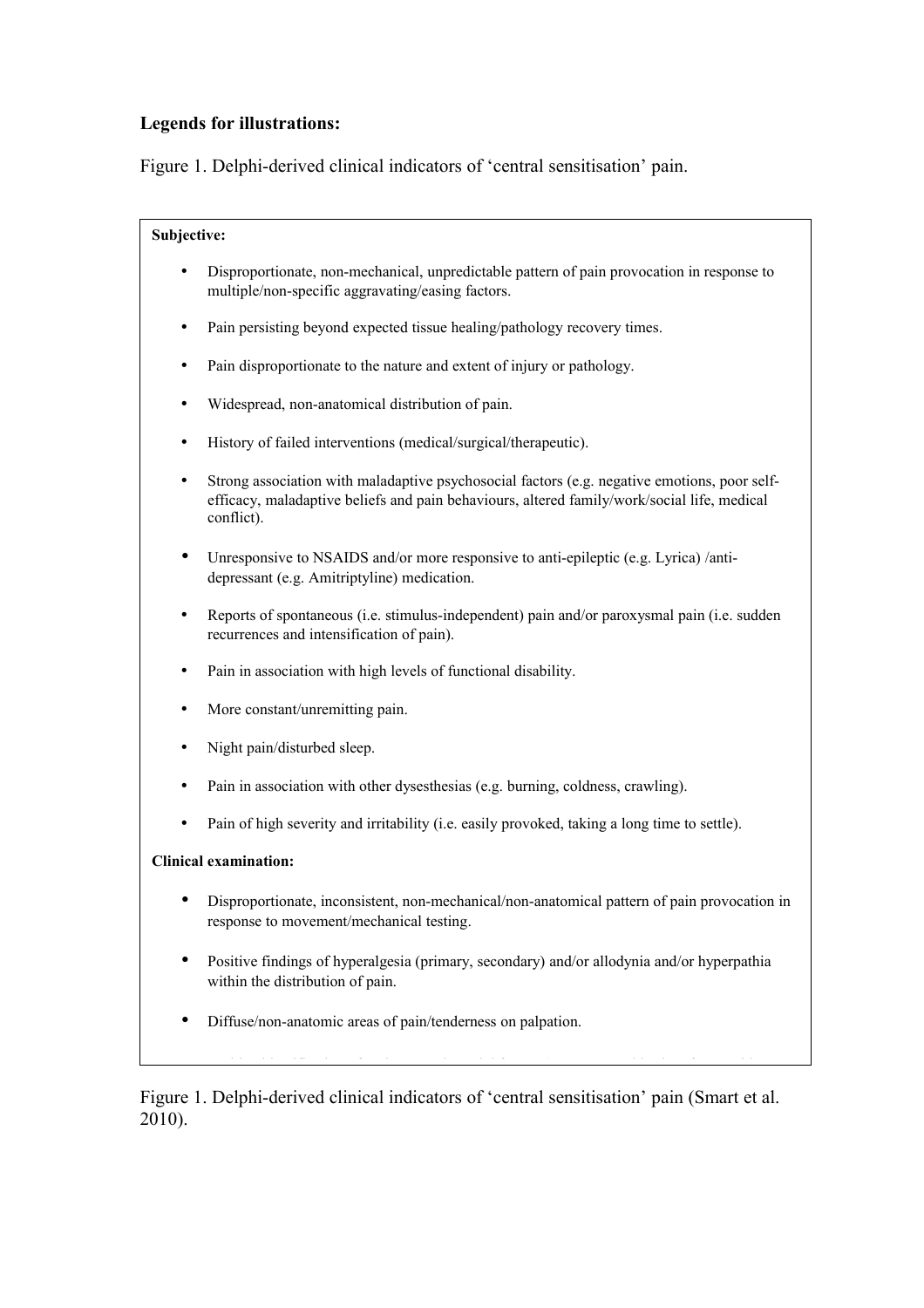**Legends for illustrations:**

Figure 1. Delphi-derived clinical indicators of 'central sensitisation' pain.

**Subjective:**

- Disproportionate, non-mechanical, unpredictable pattern of pain provocation in response to multiple/non-specific aggravating/easing factors.
- Pain persisting beyond expected tissue healing/pathology recovery times.
- Pain disproportionate to the nature and extent of injury or pathology.
- Widespread, non-anatomical distribution of pain.
- History of failed interventions (medical/surgical/therapeutic).
- Strong association with maladaptive psychosocial factors (e.g. negative emotions, poor self-efficacy, maladaptive beliefs and pain behaviours, altered family/work/social life, medical conflict).
- Unresponsive to NSAIDS and/or more responsive to anti-epileptic (e.g. Lyrica) /anti-depressant (e.g. Amitriptyline) medication.
- Reports of spontaneous (i.e. stimulus-independent) pain and/or paroxysmal pain (i.e. sudden recurrences and intensification of pain).
- Pain in association with high levels of functional disability.
- More constant/unremitting pain.
- Night pain/disturbed sleep.
- Pain in association with other dysesthesias (e.g. burning, coldness, crawling).
- Pain of high severity and irritability (i.e. easily provoked, taking a long time to settle).

**Clinical examination:**

- Disproportionate, inconsistent, non-mechanical/non-anatomical pattern of pain provocation in response to movement/mechanical testing.
- Positive findings of hyperalgesia (primary, secondary) and/or allodynia and/or hyperpathia within the distribution of pain.
- Diffuse/non-anatomic areas of pain/tenderness on palpation.

Figure 1. Delphi-derived clinical indicators of 'central sensitisation' pain (Smart et al. 2010).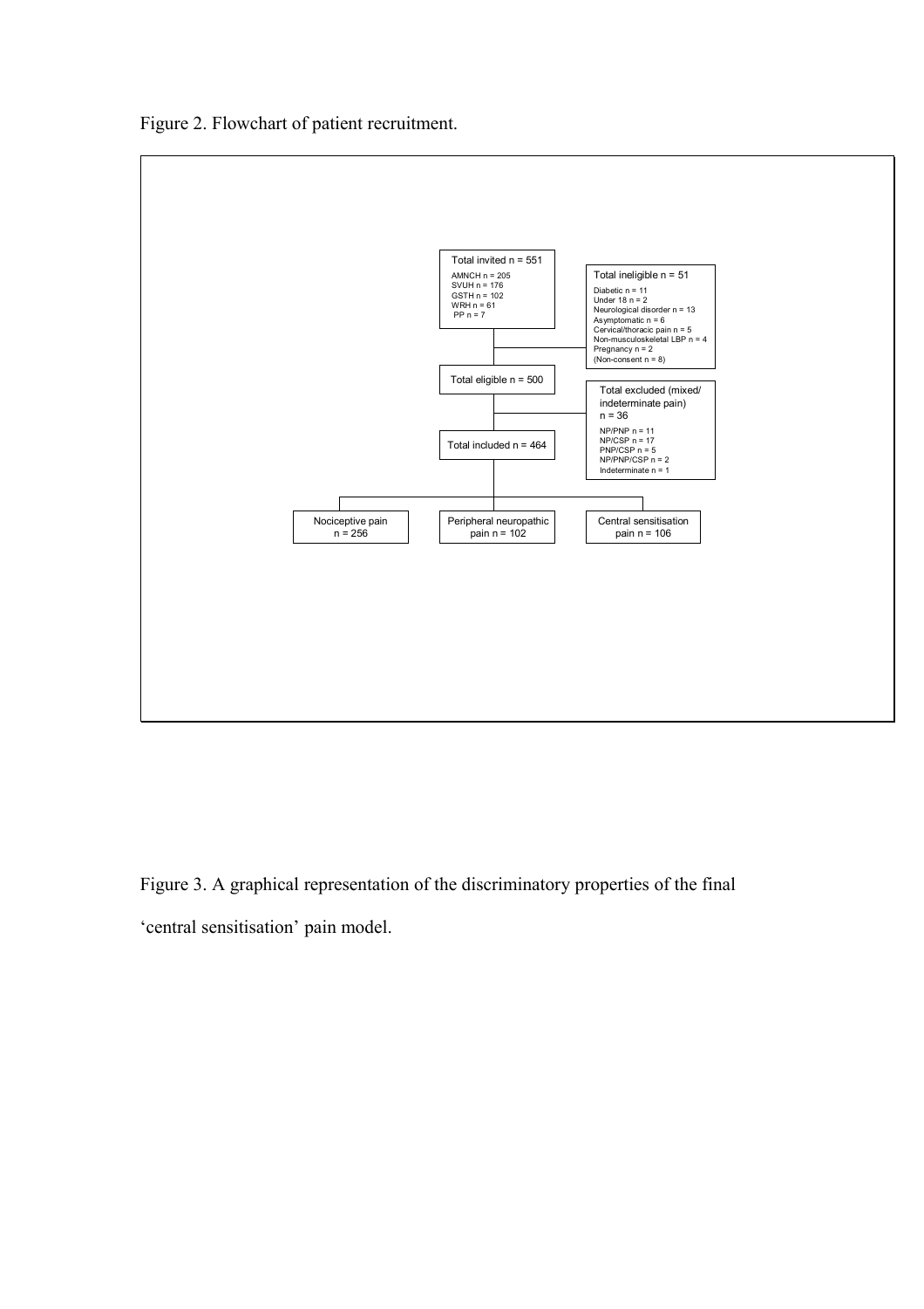Figure 2. Flowchart of patient recruitment.

Total invited n = 551

AMNCH n = 205
SVUH n = 176
GSTH n = 102
WRH n = 61
PP n = 7

Total ineligible n = 51

Diabetic n = 11
Under 18 n = 2
Neurological disorder n = 13
Asymptomatic n = 6
Cervical/thoracic pain n = 5
Non-musculoskeletal LBP n = 4
Pregnancy n = 2
(Non-consent n = 8)

Total eligible n = 500

Total excluded (mixed/ indeterminate pain) n = 36

NP/PNP n = 11
NP/CSP n = 17
PNP/CSP n = 5
NP/PNP/CSP n = 2
Indeterminate n = 1

Total included n = 464

Nociceptive pain n = 256

Peripheral neuropathic pain n = 102

Central sensitisation pain n = 106

Figure 3. A graphical representation of the discriminatory properties of the final 'central sensitisation' pain model.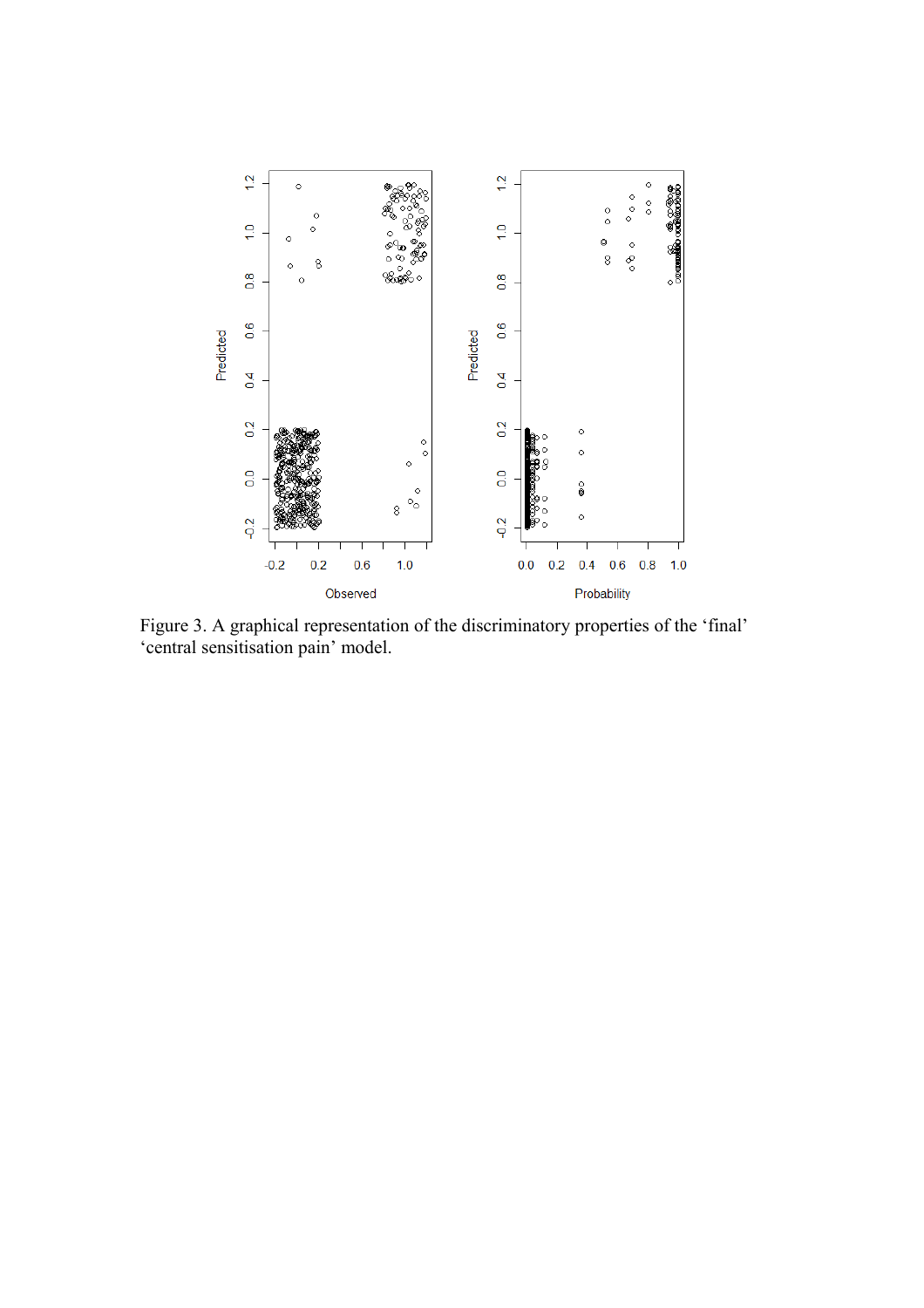Predicted

1.2
1.0
0.8
0.6
0.4
0.2
0.0
-0.2

-0.2 0.2 0.6 1.0

Observed

Predicted

1.2
1.0
0.8
0.6
0.4
0.2
0.0
-0.2

0.0 0.2 0.4 0.6 0.8 1.0

Probability

Figure 3. A graphical representation of the discriminatory properties of the 'final' 'central sensitisation pain' model.